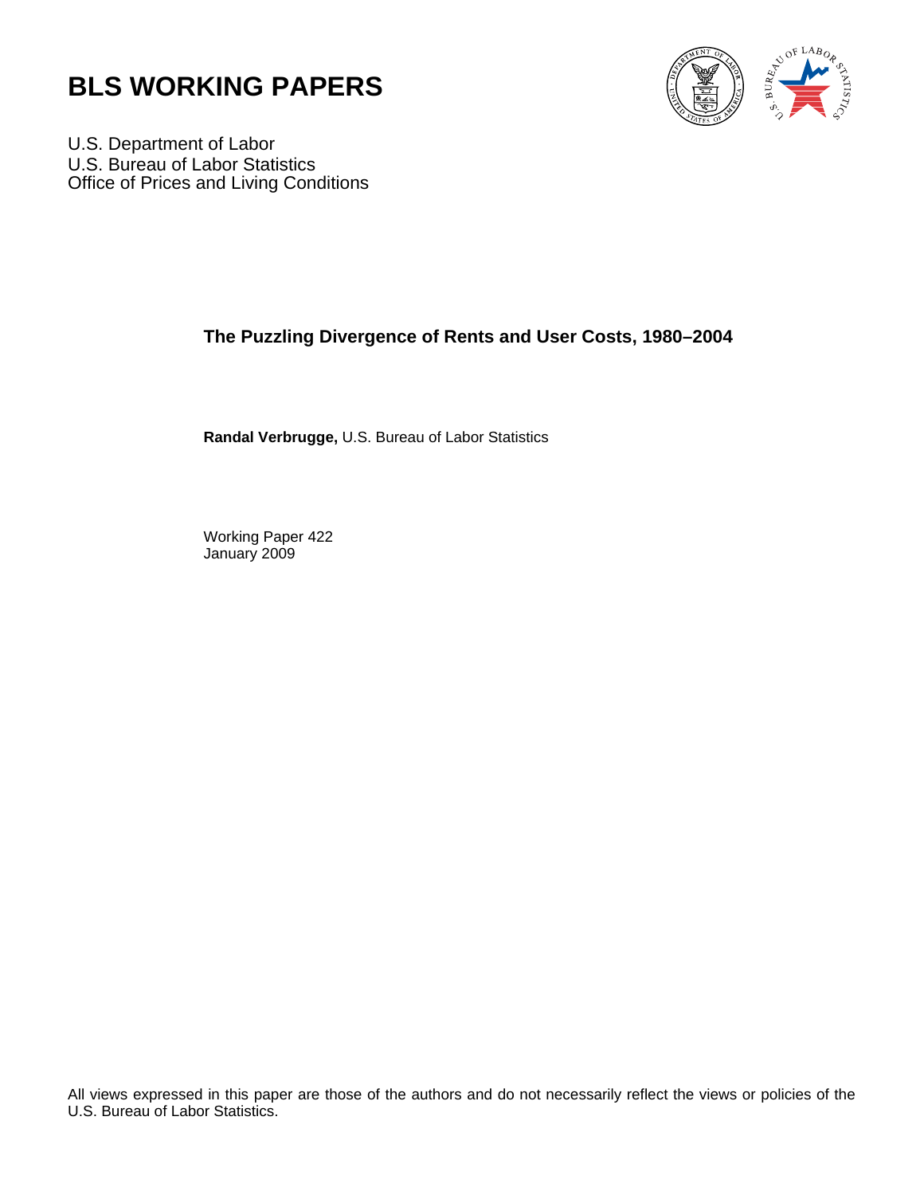# BLS WORKING PAPERS

U.S. Department of Labor
U.S. Bureau of Labor Statistics
Office of Prices and Living Conditions

## The Puzzling Divergence of Rents and User Costs, 1980–2004

**Randal Verbrugge,** U.S. Bureau of Labor Statistics

Working Paper 422
January 2009

All views expressed in this paper are those of the authors and do not necessarily reflect the views or policies of the U.S. Bureau of Labor Statistics.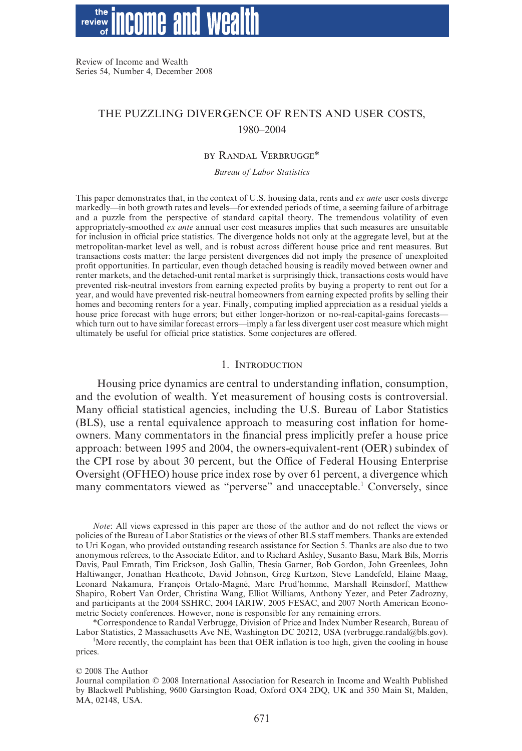Review of Income and Wealth
Series 54, Number 4, December 2008

# THE PUZZLING DIVERGENCE OF RENTS AND USER COSTS, 1980–2004

BY RANDAL VERBRUGGE*

*Bureau of Labor Statistics*

This paper demonstrates that, in the context of U.S. housing data, rents and *ex ante* user costs diverge markedly—in both growth rates and levels—for extended periods of time, a seeming failure of arbitrage and a puzzle from the perspective of standard capital theory. The tremendous volatility of even appropriately-smoothed *ex ante* annual user cost measures implies that such measures are unsuitable for inclusion in official price statistics. The divergence holds not only at the aggregate level, but at the metropolitan-market level as well, and is robust across different house price and rent measures. But transactions costs matter: the large persistent divergences did not imply the presence of unexploited profit opportunities. In particular, even though detached housing is readily moved between owner and renter markets, and the detached-unit rental market is surprisingly thick, transactions costs would have prevented risk-neutral investors from earning expected profits by buying a property to rent out for a year, and would have prevented risk-neutral homeowners from earning expected profits by selling their homes and becoming renters for a year. Finally, computing implied appreciation as a residual yields a house price forecast with huge errors; but either longer-horizon or no-real-capital-gains forecasts—which turn out to have similar forecast errors—imply a far less divergent user cost measure which might ultimately be useful for official price statistics. Some conjectures are offered.

## 1. INTRODUCTION

Housing price dynamics are central to understanding inflation, consumption, and the evolution of wealth. Yet measurement of housing costs is controversial. Many official statistical agencies, including the U.S. Bureau of Labor Statistics (BLS), use a rental equivalence approach to measuring cost inflation for homeowners. Many commentators in the financial press implicitly prefer a house price approach: between 1995 and 2004, the owners-equivalent-rent (OER) subindex of the CPI rose by about 30 percent, but the Office of Federal Housing Enterprise Oversight (OFHEO) house price index rose by over 61 percent, a divergence which many commentators viewed as "perverse" and unacceptable.[1] Conversely, since

*Note*: All views expressed in this paper are those of the author and do not reflect the views or policies of the Bureau of Labor Statistics or the views of other BLS staff members. Thanks are extended to Uri Kogan, who provided outstanding research assistance for Section 5. Thanks are also due to two anonymous referees, to the Associate Editor, and to Richard Ashley, Susanto Basu, Mark Bils, Morris Davis, Paul Emrath, Tim Erickson, Josh Gallin, Thesia Garner, Bob Gordon, John Greenlees, John Haltiwanger, Jonathan Heathcote, David Johnson, Greg Kurtzon, Steve Landefeld, Elaine Maag, Leonard Nakamura, François Ortalo-Magné, Marc Prud'homme, Marshall Reinsdorf, Matthew Shapiro, Robert Van Order, Christina Wang, Elliot Williams, Anthony Yezer, and Peter Zadrozny, and participants at the 2004 SSHRC, 2004 IARIW, 2005 FESAC, and 2007 North American Econometric Society conferences. However, none is responsible for any remaining errors.

*Correspondence to Randal Verbrugge, Division of Price and Index Number Research, Bureau of Labor Statistics, 2 Massachusetts Ave NE, Washington DC 20212, USA (verbrugge.randal@bls.gov).

[1]More recently, the complaint has been that OER inflation is too high, given the cooling in house prices.

© 2008 The Author
Journal compilation © 2008 International Association for Research in Income and Wealth Published by Blackwell Publishing, 9600 Garsington Road, Oxford OX4 2DQ, UK and 350 Main St, Malden, MA, 02148, USA.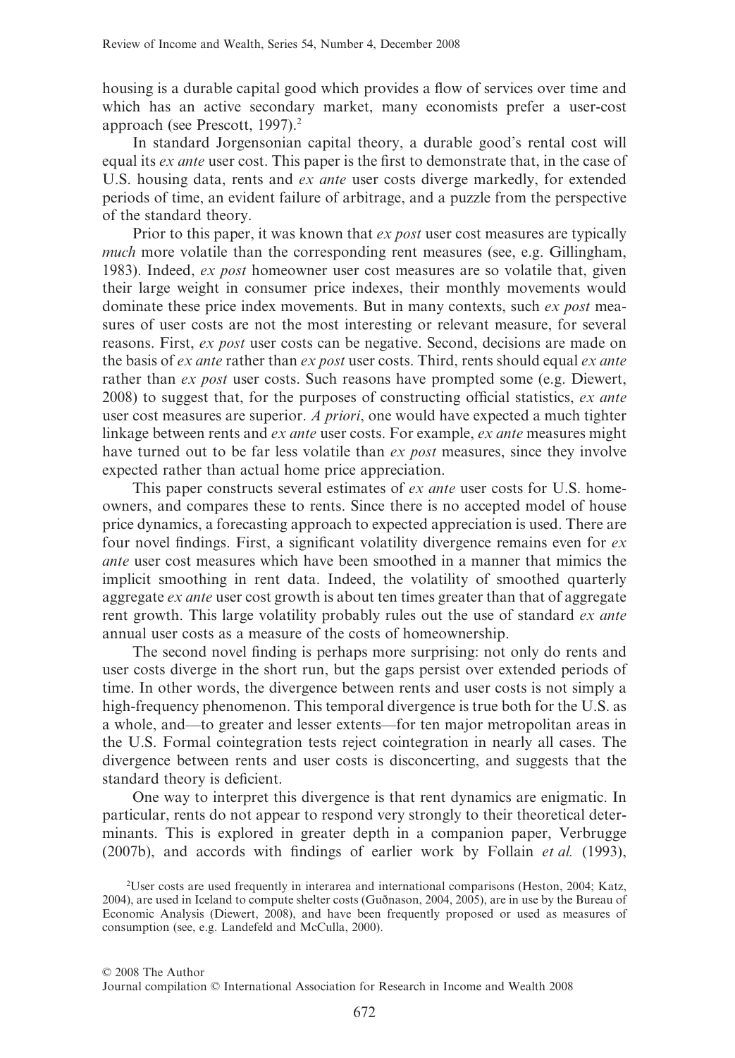housing is a durable capital good which provides a flow of services over time and which has an active secondary market, many economists prefer a user-cost approach (see Prescott, 1997).[2]

In standard Jorgensonian capital theory, a durable good's rental cost will equal its *ex ante* user cost. This paper is the first to demonstrate that, in the case of U.S. housing data, rents and *ex ante* user costs diverge markedly, for extended periods of time, an evident failure of arbitrage, and a puzzle from the perspective of the standard theory.

Prior to this paper, it was known that *ex post* user cost measures are typically *much* more volatile than the corresponding rent measures (see, e.g. Gillingham, 1983). Indeed, *ex post* homeowner user cost measures are so volatile that, given their large weight in consumer price indexes, their monthly movements would dominate these price index movements. But in many contexts, such *ex post* measures of user costs are not the most interesting or relevant measure, for several reasons. First, *ex post* user costs can be negative. Second, decisions are made on the basis of *ex ante* rather than *ex post* user costs. Third, rents should equal *ex ante* rather than *ex post* user costs. Such reasons have prompted some (e.g. Diewert, 2008) to suggest that, for the purposes of constructing official statistics, *ex ante* user cost measures are superior. *A priori*, one would have expected a much tighter linkage between rents and *ex ante* user costs. For example, *ex ante* measures might have turned out to be far less volatile than *ex post* measures, since they involve expected rather than actual home price appreciation.

This paper constructs several estimates of *ex ante* user costs for U.S. homeowners, and compares these to rents. Since there is no accepted model of house price dynamics, a forecasting approach to expected appreciation is used. There are four novel findings. First, a significant volatility divergence remains even for *ex ante* user cost measures which have been smoothed in a manner that mimics the implicit smoothing in rent data. Indeed, the volatility of smoothed quarterly aggregate *ex ante* user cost growth is about ten times greater than that of aggregate rent growth. This large volatility probably rules out the use of standard *ex ante* annual user costs as a measure of the costs of homeownership.

The second novel finding is perhaps more surprising: not only do rents and user costs diverge in the short run, but the gaps persist over extended periods of time. In other words, the divergence between rents and user costs is not simply a high-frequency phenomenon. This temporal divergence is true both for the U.S. as a whole, and—to greater and lesser extents—for ten major metropolitan areas in the U.S. Formal cointegration tests reject cointegration in nearly all cases. The divergence between rents and user costs is disconcerting, and suggests that the standard theory is deficient.

One way to interpret this divergence is that rent dynamics are enigmatic. In particular, rents do not appear to respond very strongly to their theoretical determinants. This is explored in greater depth in a companion paper, Verbrugge (2007b), and accords with findings of earlier work by Follain *et al.* (1993),

[2] User costs are used frequently in interarea and international comparisons (Heston, 2004; Katz, 2004), are used in Iceland to compute shelter costs (Guðnason, 2004, 2005), are in use by the Bureau of Economic Analysis (Diewert, 2008), and have been frequently proposed or used as measures of consumption (see, e.g. Landefeld and McCulla, 2000).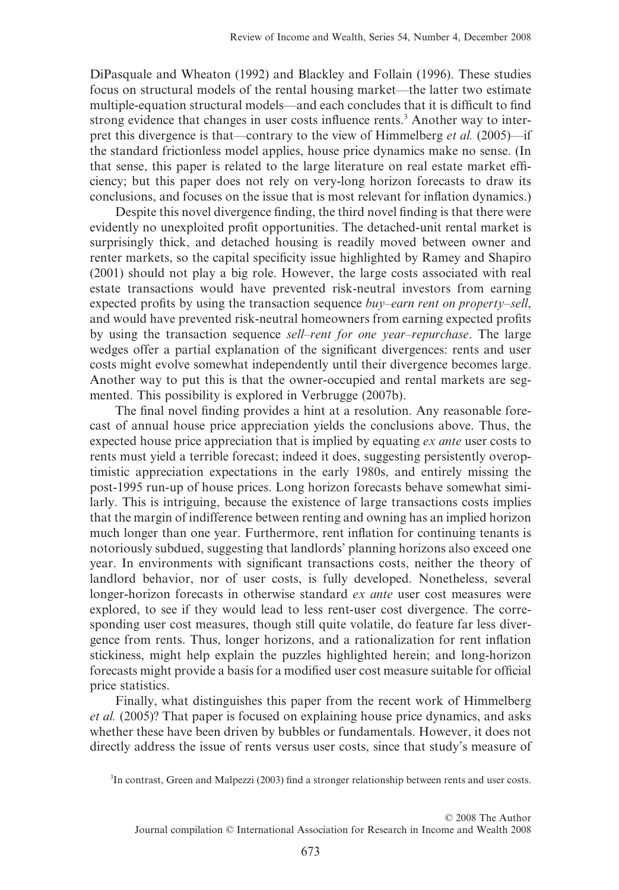DiPasquale and Wheaton (1992) and Blackley and Follain (1996). These studies focus on structural models of the rental housing market—the latter two estimate multiple-equation structural models—and each concludes that it is difficult to find strong evidence that changes in user costs influence rents.[3] Another way to interpret this divergence is that—contrary to the view of Himmelberg *et al.* (2005)—if the standard frictionless model applies, house price dynamics make no sense. (In that sense, this paper is related to the large literature on real estate market efficiency; but this paper does not rely on very-long horizon forecasts to draw its conclusions, and focuses on the issue that is most relevant for inflation dynamics.)

Despite this novel divergence finding, the third novel finding is that there were evidently no unexploited profit opportunities. The detached-unit rental market is surprisingly thick, and detached housing is readily moved between owner and renter markets, so the capital specificity issue highlighted by Ramey and Shapiro (2001) should not play a big role. However, the large costs associated with real estate transactions would have prevented risk-neutral investors from earning expected profits by using the transaction sequence *buy–earn rent on property–sell*, and would have prevented risk-neutral homeowners from earning expected profits by using the transaction sequence *sell–rent for one year–repurchase*. The large wedges offer a partial explanation of the significant divergences: rents and user costs might evolve somewhat independently until their divergence becomes large. Another way to put this is that the owner-occupied and rental markets are segmented. This possibility is explored in Verbrugge (2007b).

The final novel finding provides a hint at a resolution. Any reasonable forecast of annual house price appreciation yields the conclusions above. Thus, the expected house price appreciation that is implied by equating *ex ante* user costs to rents must yield a terrible forecast; indeed it does, suggesting persistently overoptimistic appreciation expectations in the early 1980s, and entirely missing the post-1995 run-up of house prices. Long horizon forecasts behave somewhat similarly. This is intriguing, because the existence of large transactions costs implies that the margin of indifference between renting and owning has an implied horizon much longer than one year. Furthermore, rent inflation for continuing tenants is notoriously subdued, suggesting that landlords' planning horizons also exceed one year. In environments with significant transactions costs, neither the theory of landlord behavior, nor of user costs, is fully developed. Nonetheless, several longer-horizon forecasts in otherwise standard *ex ante* user cost measures were explored, to see if they would lead to less rent-user cost divergence. The corresponding user cost measures, though still quite volatile, do feature far less divergence from rents. Thus, longer horizons, and a rationalization for rent inflation stickiness, might help explain the puzzles highlighted herein; and long-horizon forecasts might provide a basis for a modified user cost measure suitable for official price statistics.

Finally, what distinguishes this paper from the recent work of Himmelberg *et al.* (2005)? That paper is focused on explaining house price dynamics, and asks whether these have been driven by bubbles or fundamentals. However, it does not directly address the issue of rents versus user costs, since that study's measure of

[3]In contrast, Green and Malpezzi (2003) find a stronger relationship between rents and user costs.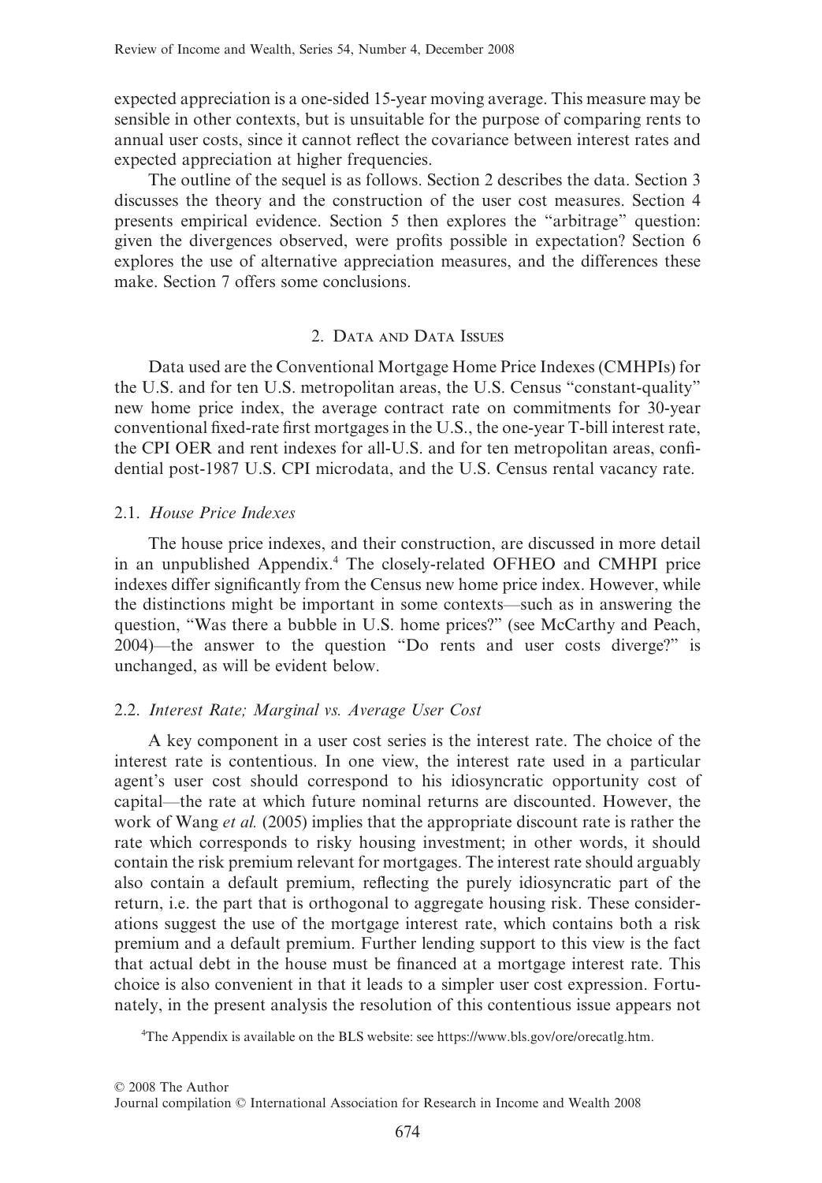expected appreciation is a one-sided 15-year moving average. This measure may be sensible in other contexts, but is unsuitable for the purpose of comparing rents to annual user costs, since it cannot reflect the covariance between interest rates and expected appreciation at higher frequencies.

The outline of the sequel is as follows. Section 2 describes the data. Section 3 discusses the theory and the construction of the user cost measures. Section 4 presents empirical evidence. Section 5 then explores the "arbitrage" question: given the divergences observed, were profits possible in expectation? Section 6 explores the use of alternative appreciation measures, and the differences these make. Section 7 offers some conclusions.

## 2. Data and Data Issues

Data used are the Conventional Mortgage Home Price Indexes (CMHPIs) for the U.S. and for ten U.S. metropolitan areas, the U.S. Census "constant-quality" new home price index, the average contract rate on commitments for 30-year conventional fixed-rate first mortgages in the U.S., the one-year T-bill interest rate, the CPI OER and rent indexes for all-U.S. and for ten metropolitan areas, confidential post-1987 U.S. CPI microdata, and the U.S. Census rental vacancy rate.

### 2.1. *House Price Indexes*

The house price indexes, and their construction, are discussed in more detail in an unpublished Appendix.[4] The closely-related OFHEO and CMHPI price indexes differ significantly from the Census new home price index. However, while the distinctions might be important in some contexts—such as in answering the question, "Was there a bubble in U.S. home prices?" (see McCarthy and Peach, 2004)—the answer to the question "Do rents and user costs diverge?" is unchanged, as will be evident below.

### 2.2. *Interest Rate; Marginal vs. Average User Cost*

A key component in a user cost series is the interest rate. The choice of the interest rate is contentious. In one view, the interest rate used in a particular agent's user cost should correspond to his idiosyncratic opportunity cost of capital—the rate at which future nominal returns are discounted. However, the work of Wang *et al.* (2005) implies that the appropriate discount rate is rather the rate which corresponds to risky housing investment; in other words, it should contain the risk premium relevant for mortgages. The interest rate should arguably also contain a default premium, reflecting the purely idiosyncratic part of the return, i.e. the part that is orthogonal to aggregate housing risk. These considerations suggest the use of the mortgage interest rate, which contains both a risk premium and a default premium. Further lending support to this view is the fact that actual debt in the house must be financed at a mortgage interest rate. This choice is also convenient in that it leads to a simpler user cost expression. Fortunately, in the present analysis the resolution of this contentious issue appears not

[4]The Appendix is available on the BLS website: see https://www.bls.gov/ore/orecatlg.htm.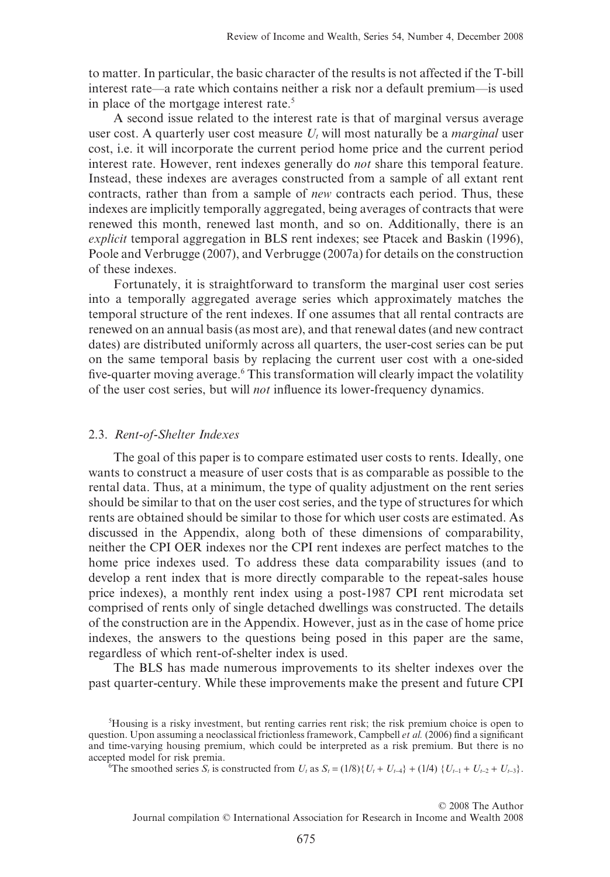to matter. In particular, the basic character of the results is not affected if the T-bill interest rate—a rate which contains neither a risk nor a default premium—is used in place of the mortgage interest rate.[5]

A second issue related to the interest rate is that of marginal versus average user cost. A quarterly user cost measure $U_t$ will most naturally be a *marginal* user cost, i.e. it will incorporate the current period home price and the current period interest rate. However, rent indexes generally do *not* share this temporal feature. Instead, these indexes are averages constructed from a sample of all extant rent contracts, rather than from a sample of *new* contracts each period. Thus, these indexes are implicitly temporally aggregated, being averages of contracts that were renewed this month, renewed last month, and so on. Additionally, there is an *explicit* temporal aggregation in BLS rent indexes; see Ptacek and Baskin (1996), Poole and Verbrugge (2007), and Verbrugge (2007a) for details on the construction of these indexes.

Fortunately, it is straightforward to transform the marginal user cost series into a temporally aggregated average series which approximately matches the temporal structure of the rent indexes. If one assumes that all rental contracts are renewed on an annual basis (as most are), and that renewal dates (and new contract dates) are distributed uniformly across all quarters, the user-cost series can be put on the same temporal basis by replacing the current user cost with a one-sided five-quarter moving average.[6] This transformation will clearly impact the volatility of the user cost series, but will *not* influence its lower-frequency dynamics.

### 2.3. *Rent-of-Shelter Indexes*

The goal of this paper is to compare estimated user costs to rents. Ideally, one wants to construct a measure of user costs that is as comparable as possible to the rental data. Thus, at a minimum, the type of quality adjustment on the rent series should be similar to that on the user cost series, and the type of structures for which rents are obtained should be similar to those for which user costs are estimated. As discussed in the Appendix, along both of these dimensions of comparability, neither the CPI OER indexes nor the CPI rent indexes are perfect matches to the home price indexes used. To address these data comparability issues (and to develop a rent index that is more directly comparable to the repeat-sales house price indexes), a monthly rent index using a post-1987 CPI rent microdata set comprised of rents only of single detached dwellings was constructed. The details of the construction are in the Appendix. However, just as in the case of home price indexes, the answers to the questions being posed in this paper are the same, regardless of which rent-of-shelter index is used.

The BLS has made numerous improvements to its shelter indexes over the past quarter-century. While these improvements make the present and future CPI

[5] Housing is a risky investment, but renting carries rent risk; the risk premium choice is open to question. Upon assuming a neoclassical frictionless framework, Campbell *et al.* (2006) find a significant and time-varying housing premium, which could be interpreted as a risk premium. But there is no accepted model for risk premia.

[6] The smoothed series $S_t$ is constructed from $U_t$ as $S_t = (1/8)\{U_t + U_{t-4}\} + (1/4)\{U_{t-1} + U_{t-2} + U_{t-3}\}$.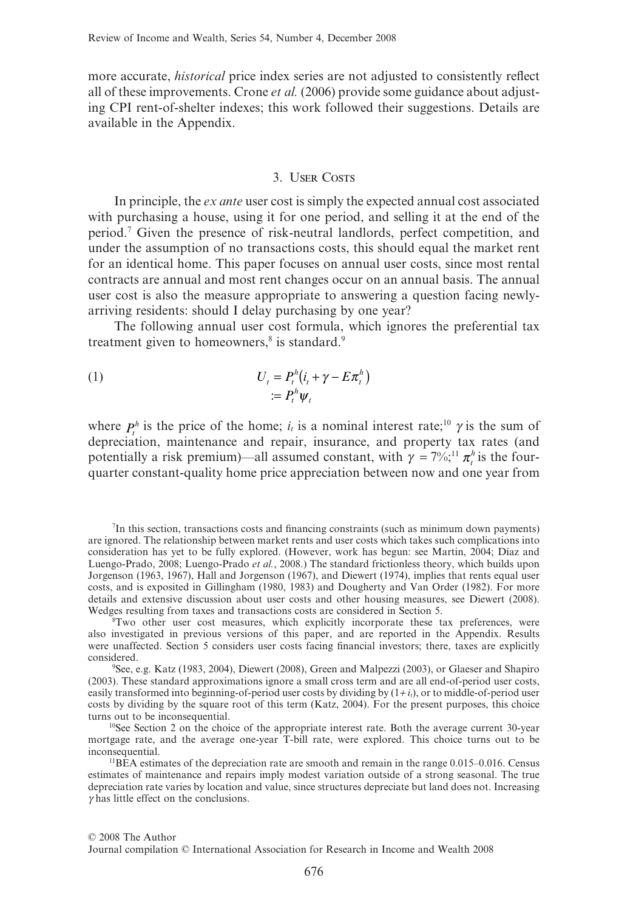more accurate, *historical* price index series are not adjusted to consistently reflect all of these improvements. Crone *et al.* (2006) provide some guidance about adjusting CPI rent-of-shelter indexes; this work followed their suggestions. Details are available in the Appendix.

## 3. User Costs

In principle, the *ex ante* user cost is simply the expected annual cost associated with purchasing a house, using it for one period, and selling it at the end of the period.[7] Given the presence of risk-neutral landlords, perfect competition, and under the assumption of no transactions costs, this should equal the market rent for an identical home. This paper focuses on annual user costs, since most rental contracts are annual and most rent changes occur on an annual basis. The annual user cost is also the measure appropriate to answering a question facing newly-arriving residents: should I delay purchasing by one year?

The following annual user cost formula, which ignores the preferential tax treatment given to homeowners,[8] is standard.[9]

$$
\begin{aligned}
(1) \qquad U_t &= P_t^h\left(i_t + \gamma - E\pi_t^h\right) \\
&:= P_t^h \psi_t
\end{aligned}
$$

where $P_t^h$ is the price of the home; $i_t$ is a nominal interest rate;[10] $\gamma$ is the sum of depreciation, maintenance and repair, insurance, and property tax rates (and potentially a risk premium)—all assumed constant, with $\gamma = 7\%$;[11] $\pi_t^h$ is the four-quarter constant-quality home price appreciation between now and one year from

[7] In this section, transactions costs and financing constraints (such as minimum down payments) are ignored. The relationship between market rents and user costs which takes such complications into consideration has yet to be fully explored. (However, work has begun: see Martin, 2004; Díaz and Luengo-Prado, 2008; Luengo-Prado *et al.*, 2008.) The standard frictionless theory, which builds upon Jorgenson (1963, 1967), Hall and Jorgenson (1967), and Diewert (1974), implies that rents equal user costs, and is exposited in Gillingham (1980, 1983) and Dougherty and Van Order (1982). For more details and extensive discussion about user costs and other housing measures, see Diewert (2008). Wedges resulting from taxes and transactions costs are considered in Section 5.

[8] Two other user cost measures, which explicitly incorporate these tax preferences, were also investigated in previous versions of this paper, and are reported in the Appendix. Results were unaffected. Section 5 considers user costs facing financial investors; there, taxes are explicitly considered.

[9] See, e.g. Katz (1983, 2004), Diewert (2008), Green and Malpezzi (2003), or Glaeser and Shapiro (2003). These standard approximations ignore a small cross term and are all end-of-period user costs, easily transformed into beginning-of-period user costs by dividing by $(1+i_t)$, or to middle-of-period user costs by dividing by the square root of this term (Katz, 2004). For the present purposes, this choice turns out to be inconsequential.

[10] See Section 2 on the choice of the appropriate interest rate. Both the average current 30-year mortgage rate, and the average one-year T-bill rate, were explored. This choice turns out to be inconsequential.

[11] BEA estimates of the depreciation rate are smooth and remain in the range 0.015–0.016. Census estimates of maintenance and repairs imply modest variation outside of a strong seasonal. The true depreciation rate varies by location and value, since structures depreciate but land does not. Increasing $\gamma$ has little effect on the conclusions.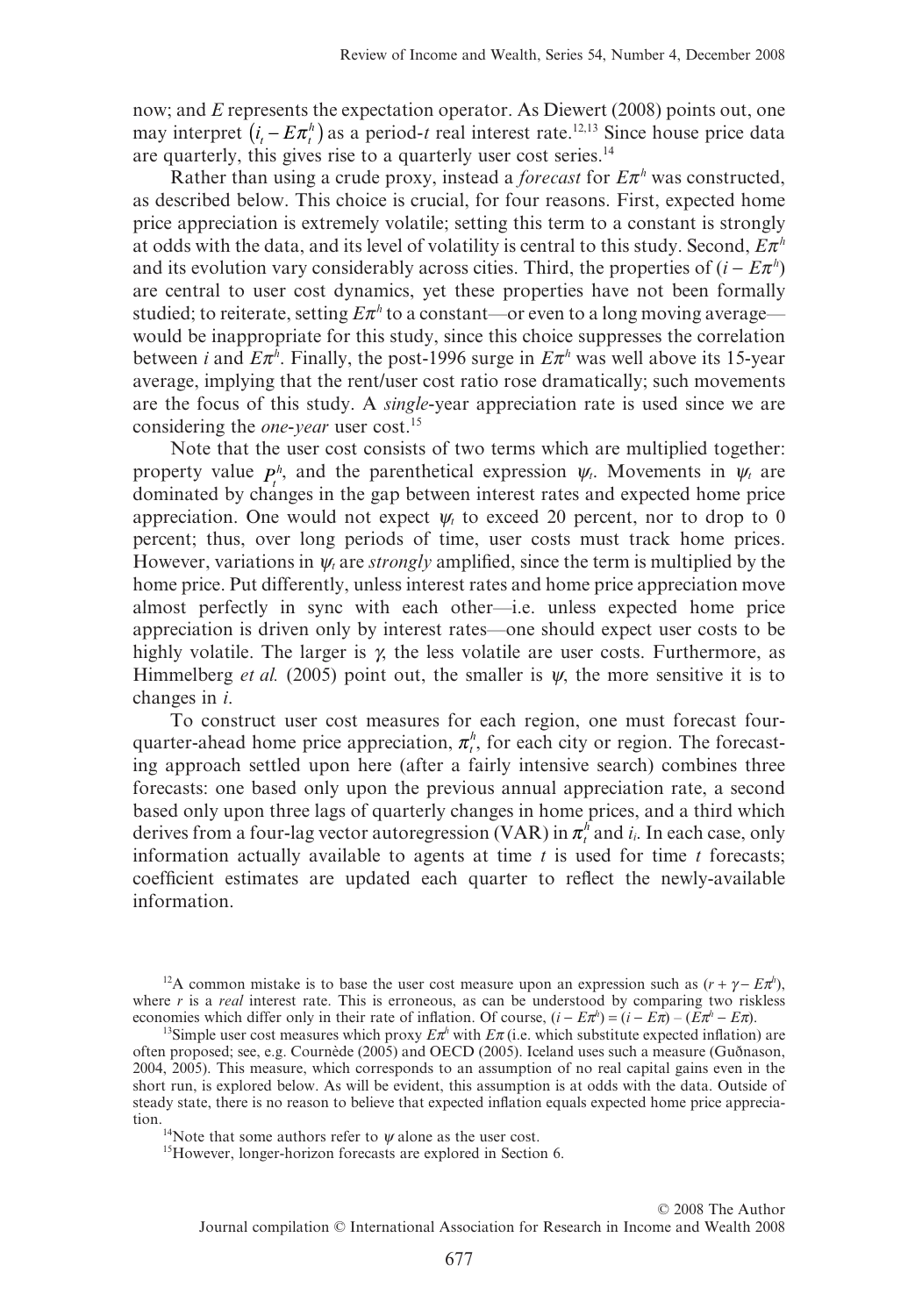now; and $E$ represents the expectation operator. As Diewert (2008) points out, one may interpret $(i_t - E\pi_t^h)$ as a period-$t$ real interest rate.[12,13] Since house price data are quarterly, this gives rise to a quarterly user cost series.[14]

Rather than using a crude proxy, instead a *forecast* for $E\pi^h$ was constructed, as described below. This choice is crucial, for four reasons. First, expected home price appreciation is extremely volatile; setting this term to a constant is strongly at odds with the data, and its level of volatility is central to this study. Second, $E\pi^h$ and its evolution vary considerably across cities. Third, the properties of $(i - E\pi^h)$ are central to user cost dynamics, yet these properties have not been formally studied; to reiterate, setting $E\pi^h$ to a constant—or even to a long moving average—would be inappropriate for this study, since this choice suppresses the correlation between $i$ and $E\pi^h$. Finally, the post-1996 surge in $E\pi^h$ was well above its 15-year average, implying that the rent/user cost ratio rose dramatically; such movements are the focus of this study. A *single*-year appreciation rate is used since we are considering the *one-year* user cost.[15]

Note that the user cost consists of two terms which are multiplied together: property value $P_t^h$, and the parenthetical expression $\psi_t$. Movements in $\psi_t$ are dominated by changes in the gap between interest rates and expected home price appreciation. One would not expect $\psi_t$ to exceed 20 percent, nor to drop to 0 percent; thus, over long periods of time, user costs must track home prices. However, variations in $\psi_t$ are *strongly* amplified, since the term is multiplied by the home price. Put differently, unless interest rates and home price appreciation move almost perfectly in sync with each other—i.e. unless expected home price appreciation is driven only by interest rates—one should expect user costs to be highly volatile. The larger is $\gamma$, the less volatile are user costs. Furthermore, as Himmelberg *et al.* (2005) point out, the smaller is $\psi$, the more sensitive it is to changes in $i$.

To construct user cost measures for each region, one must forecast four-quarter-ahead home price appreciation, $\pi_t^h$, for each city or region. The forecasting approach settled upon here (after a fairly intensive search) combines three forecasts: one based only upon the previous annual appreciation rate, a second based only upon three lags of quarterly changes in home prices, and a third which derives from a four-lag vector autoregression (VAR) in $\pi_t^h$ and $i_t$. In each case, only information actually available to agents at time $t$ is used for time $t$ forecasts; coefficient estimates are updated each quarter to reflect the newly-available information.

[12]A common mistake is to base the user cost measure upon an expression such as $(r + \gamma - E\pi^h)$, where $r$ is a *real* interest rate. This is erroneous, as can be understood by comparing two riskless economies which differ only in their rate of inflation. Of course, $(i - E\pi^h) = (i - E\pi) - (E\pi^h - E\pi)$.

[13]Simple user cost measures which proxy $E\pi^h$ with $E\pi$ (i.e. which substitute expected inflation) are often proposed; see, e.g. Cournède (2005) and OECD (2005). Iceland uses such a measure (Guðnason, 2004, 2005). This measure, which corresponds to an assumption of no real capital gains even in the short run, is explored below. As will be evident, this assumption is at odds with the data. Outside of steady state, there is no reason to believe that expected inflation equals expected home price appreciation.

[14]Note that some authors refer to $\psi$ alone as the user cost.

[15]However, longer-horizon forecasts are explored in Section 6.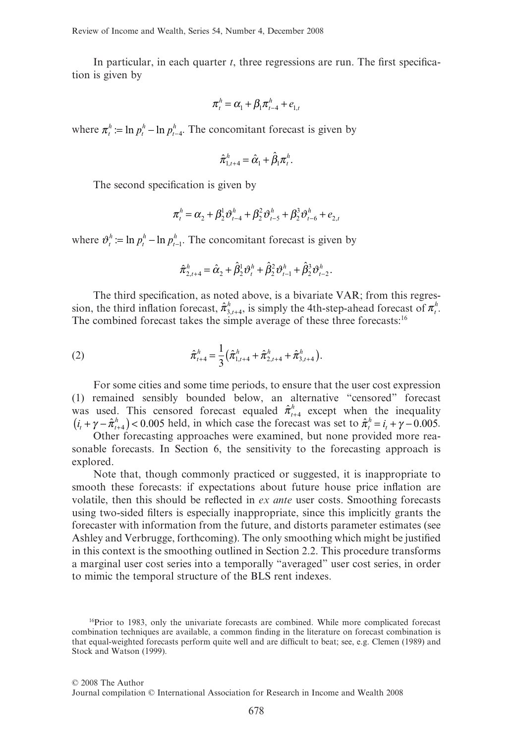In particular, in each quarter $t$, three regressions are run. The first specification is given by

$$\pi_t^h = \alpha_1 + \beta_1 \pi_{t-4}^h + e_{1,t}$$

where $\pi_t^h := \ln p_t^h - \ln p_{t-4}^h$. The concomitant forecast is given by

$$\hat{\pi}_{1,t+4}^h = \hat{\alpha}_1 + \hat{\beta}_1 \pi_t^h.$$

The second specification is given by

$$\pi_t^h = \alpha_2 + \beta_2^1 \vartheta_{t-4}^h + \beta_2^2 \vartheta_{t-5}^h + \beta_2^3 \vartheta_{t-6}^h + e_{2,t}$$

where $\vartheta_t^h := \ln p_t^h - \ln p_{t-1}^h$. The concomitant forecast is given by

$$\hat{\pi}_{2,t+4}^h = \hat{\alpha}_2 + \hat{\beta}_2^1 \vartheta_t^h + \hat{\beta}_2^2 \vartheta_{t-1}^h + \hat{\beta}_2^3 \vartheta_{t-2}^h.$$

The third specification, as noted above, is a bivariate VAR; from this regression, the third inflation forecast, $\hat{\pi}_{3,t+4}^h$, is simply the 4th-step-ahead forecast of $\pi_t^h$. The combined forecast takes the simple average of these three forecasts:[16]

$$\hat{\pi}_{t+4}^h = \frac{1}{3}\left(\hat{\pi}_{1,t+4}^h + \hat{\pi}_{2,t+4}^h + \hat{\pi}_{3,t+4}^h\right). \tag{2}$$

For some cities and some time periods, to ensure that the user cost expression (1) remained sensibly bounded below, an alternative "censored" forecast was used. This censored forecast equaled $\hat{\pi}_{t+4}^h$ except when the inequality $\left(i_t + \gamma - \hat{\pi}_{t+4}^h\right) < 0.005$ held, in which case the forecast was set to $\hat{\pi}_t^h = i_t + \gamma - 0.005$.

Other forecasting approaches were examined, but none provided more reasonable forecasts. In Section 6, the sensitivity to the forecasting approach is explored.

Note that, though commonly practiced or suggested, it is inappropriate to smooth these forecasts: if expectations about future house price inflation are volatile, then this should be reflected in *ex ante* user costs. Smoothing forecasts using two-sided filters is especially inappropriate, since this implicitly grants the forecaster with information from the future, and distorts parameter estimates (see Ashley and Verbrugge, forthcoming). The only smoothing which might be justified in this context is the smoothing outlined in Section 2.2. This procedure transforms a marginal user cost series into a temporally "averaged" user cost series, in order to mimic the temporal structure of the BLS rent indexes.

[16]Prior to 1983, only the univariate forecasts are combined. While more complicated forecast combination techniques are available, a common finding in the literature on forecast combination is that equal-weighted forecasts perform quite well and are difficult to beat; see, e.g. Clemen (1989) and Stock and Watson (1999).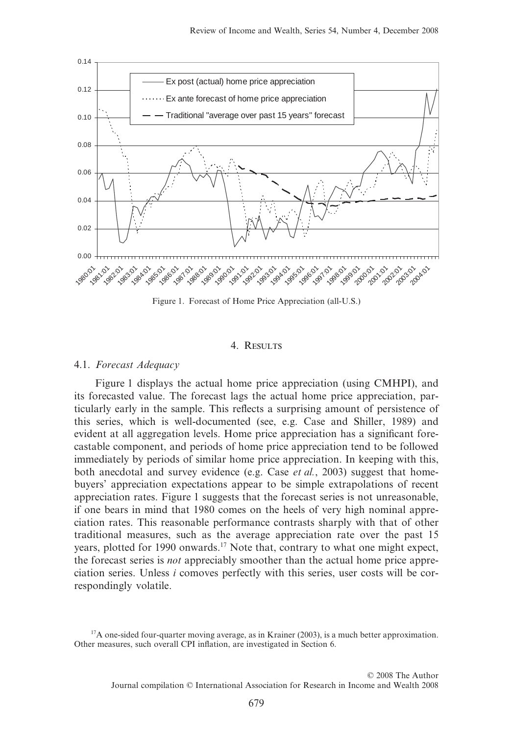Figure 1. Forecast of Home Price Appreciation (all-U.S.)

## 4. Results

### 4.1. *Forecast Adequacy*

Figure 1 displays the actual home price appreciation (using CMHPI), and its forecasted value. The forecast lags the actual home price appreciation, particularly early in the sample. This reflects a surprising amount of persistence of this series, which is well-documented (see, e.g. Case and Shiller, 1989) and evident at all aggregation levels. Home price appreciation has a significant forecastable component, and periods of home price appreciation tend to be followed immediately by periods of similar home price appreciation. In keeping with this, both anecdotal and survey evidence (e.g. Case *et al.*, 2003) suggest that homebuyers' appreciation expectations appear to be simple extrapolations of recent appreciation rates. Figure 1 suggests that the forecast series is not unreasonable, if one bears in mind that 1980 comes on the heels of very high nominal appreciation rates. This reasonable performance contrasts sharply with that of other traditional measures, such as the average appreciation rate over the past 15 years, plotted for 1990 onwards.[17] Note that, contrary to what one might expect, the forecast series is *not* appreciably smoother than the actual home price appreciation series. Unless $i$ comoves perfectly with this series, user costs will be correspondingly volatile.

[17]A one-sided four-quarter moving average, as in Krainer (2003), is a much better approximation. Other measures, such overall CPI inflation, are investigated in Section 6.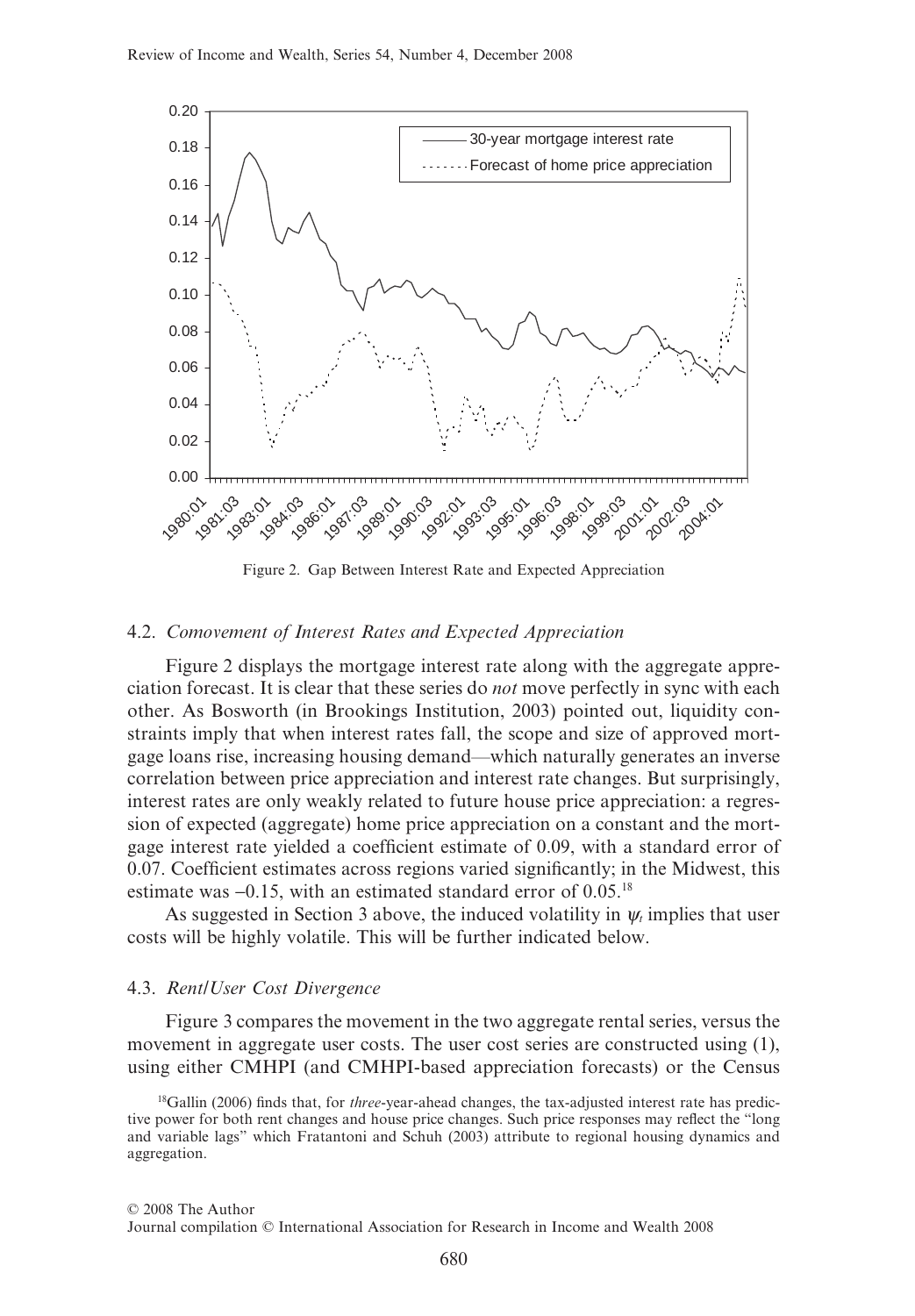Figure 2. Gap Between Interest Rate and Expected Appreciation

### 4.2. *Comovement of Interest Rates and Expected Appreciation*

Figure 2 displays the mortgage interest rate along with the aggregate appreciation forecast. It is clear that these series do *not* move perfectly in sync with each other. As Bosworth (in Brookings Institution, 2003) pointed out, liquidity constraints imply that when interest rates fall, the scope and size of approved mortgage loans rise, increasing housing demand—which naturally generates an inverse correlation between price appreciation and interest rate changes. But surprisingly, interest rates are only weakly related to future house price appreciation: a regression of expected (aggregate) home price appreciation on a constant and the mortgage interest rate yielded a coefficient estimate of 0.09, with a standard error of 0.07. Coefficient estimates across regions varied significantly; in the Midwest, this estimate was –0.15, with an estimated standard error of 0.05.[18]

As suggested in Section 3 above, the induced volatility in $\psi_t$ implies that user costs will be highly volatile. This will be further indicated below.

### 4.3. *Rent/User Cost Divergence*

Figure 3 compares the movement in the two aggregate rental series, versus the movement in aggregate user costs. The user cost series are constructed using (1), using either CMHPI (and CMHPI-based appreciation forecasts) or the Census

[18]Gallin (2006) finds that, for *three*-year-ahead changes, the tax-adjusted interest rate has predictive power for both rent changes and house price changes. Such price responses may reflect the "long and variable lags" which Fratantoni and Schuh (2003) attribute to regional housing dynamics and aggregation.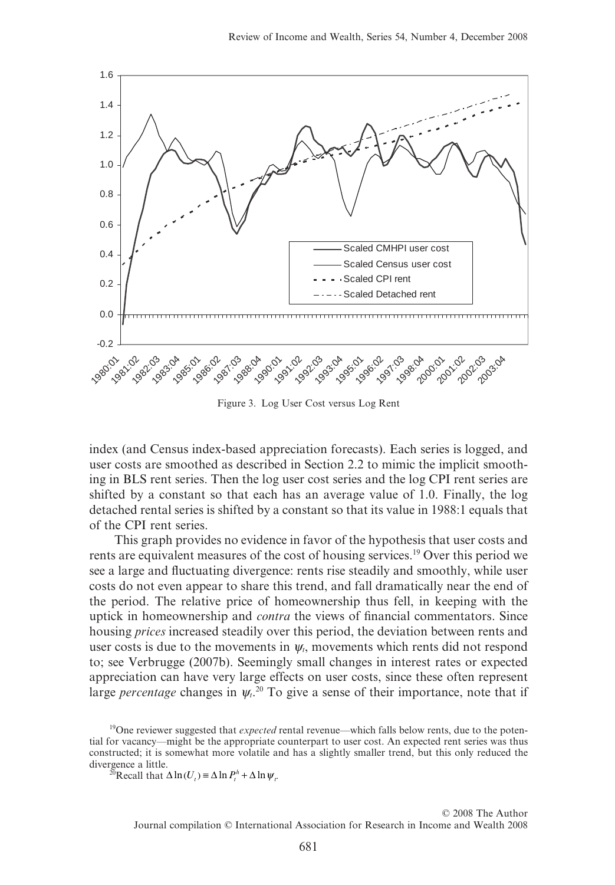Figure 3. Log User Cost versus Log Rent

index (and Census index-based appreciation forecasts). Each series is logged, and user costs are smoothed as described in Section 2.2 to mimic the implicit smoothing in BLS rent series. Then the log user cost series and the log CPI rent series are shifted by a constant so that each has an average value of 1.0. Finally, the log detached rental series is shifted by a constant so that its value in 1988:1 equals that of the CPI rent series.

This graph provides no evidence in favor of the hypothesis that user costs and rents are equivalent measures of the cost of housing services.[19] Over this period we see a large and fluctuating divergence: rents rise steadily and smoothly, while user costs do not even appear to share this trend, and fall dramatically near the end of the period. The relative price of homeownership thus fell, in keeping with the uptick in homeownership and *contra* the views of financial commentators. Since housing *prices* increased steadily over this period, the deviation between rents and user costs is due to the movements in $\psi_t$, movements which rents did not respond to; see Verbrugge (2007b). Seemingly small changes in interest rates or expected appreciation can have very large effects on user costs, since these often represent large *percentage* changes in $\psi_t$.[20] To give a sense of their importance, note that if

[19]One reviewer suggested that *expected* rental revenue—which falls below rents, due to the potential for vacancy—might be the appropriate counterpart to user cost. An expected rent series was thus constructed; it is somewhat more volatile and has a slightly smaller trend, but this only reduced the divergence a little.

[20]Recall that $\Delta \ln(U_t) \equiv \Delta \ln P_t^h + \Delta \ln \psi_t$.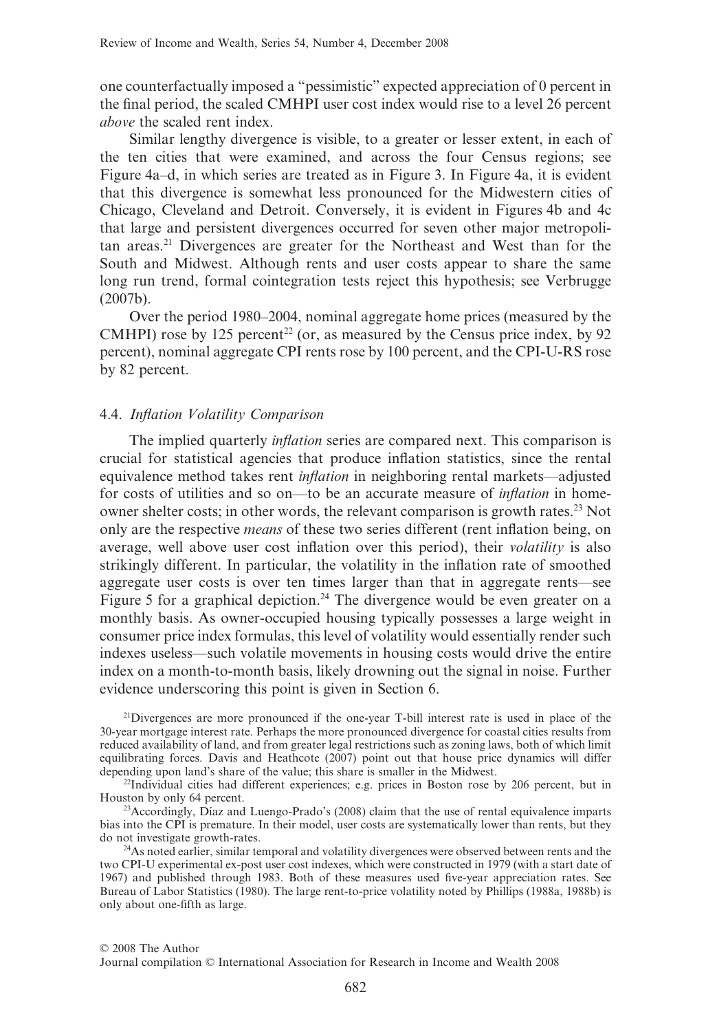one counterfactually imposed a "pessimistic" expected appreciation of 0 percent in the final period, the scaled CMHPI user cost index would rise to a level 26 percent *above* the scaled rent index.

Similar lengthy divergence is visible, to a greater or lesser extent, in each of the ten cities that were examined, and across the four Census regions; see Figure 4a–d, in which series are treated as in Figure 3. In Figure 4a, it is evident that this divergence is somewhat less pronounced for the Midwestern cities of Chicago, Cleveland and Detroit. Conversely, it is evident in Figures 4b and 4c that large and persistent divergences occurred for seven other major metropolitan areas.[21] Divergences are greater for the Northeast and West than for the South and Midwest. Although rents and user costs appear to share the same long run trend, formal cointegration tests reject this hypothesis; see Verbrugge (2007b).

Over the period 1980–2004, nominal aggregate home prices (measured by the CMHPI) rose by 125 percent[22] (or, as measured by the Census price index, by 92 percent), nominal aggregate CPI rents rose by 100 percent, and the CPI-U-RS rose by 82 percent.

### 4.4. *Inflation Volatility Comparison*

The implied quarterly *inflation* series are compared next. This comparison is crucial for statistical agencies that produce inflation statistics, since the rental equivalence method takes rent *inflation* in neighboring rental markets—adjusted for costs of utilities and so on—to be an accurate measure of *inflation* in homeowner shelter costs; in other words, the relevant comparison is growth rates.[23] Not only are the respective *means* of these two series different (rent inflation being, on average, well above user cost inflation over this period), their *volatility* is also strikingly different. In particular, the volatility in the inflation rate of smoothed aggregate user costs is over ten times larger than that in aggregate rents—see Figure 5 for a graphical depiction.[24] The divergence would be even greater on a monthly basis. As owner-occupied housing typically possesses a large weight in consumer price index formulas, this level of volatility would essentially render such indexes useless—such volatile movements in housing costs would drive the entire index on a month-to-month basis, likely drowning out the signal in noise. Further evidence underscoring this point is given in Section 6.

[21]Divergences are more pronounced if the one-year T-bill interest rate is used in place of the 30-year mortgage interest rate. Perhaps the more pronounced divergence for coastal cities results from reduced availability of land, and from greater legal restrictions such as zoning laws, both of which limit equilibrating forces. Davis and Heathcote (2007) point out that house price dynamics will differ depending upon land's share of the value; this share is smaller in the Midwest.

[22]Individual cities had different experiences; e.g. prices in Boston rose by 206 percent, but in Houston by only 64 percent.

[23]Accordingly, Díaz and Luengo-Prado's (2008) claim that the use of rental equivalence imparts bias into the CPI is premature. In their model, user costs are systematically lower than rents, but they do not investigate growth-rates.

[24]As noted earlier, similar temporal and volatility divergences were observed between rents and the two CPI-U experimental ex-post user cost indexes, which were constructed in 1979 (with a start date of 1967) and published through 1983. Both of these measures used five-year appreciation rates. See Bureau of Labor Statistics (1980). The large rent-to-price volatility noted by Phillips (1988a, 1988b) is only about one-fifth as large.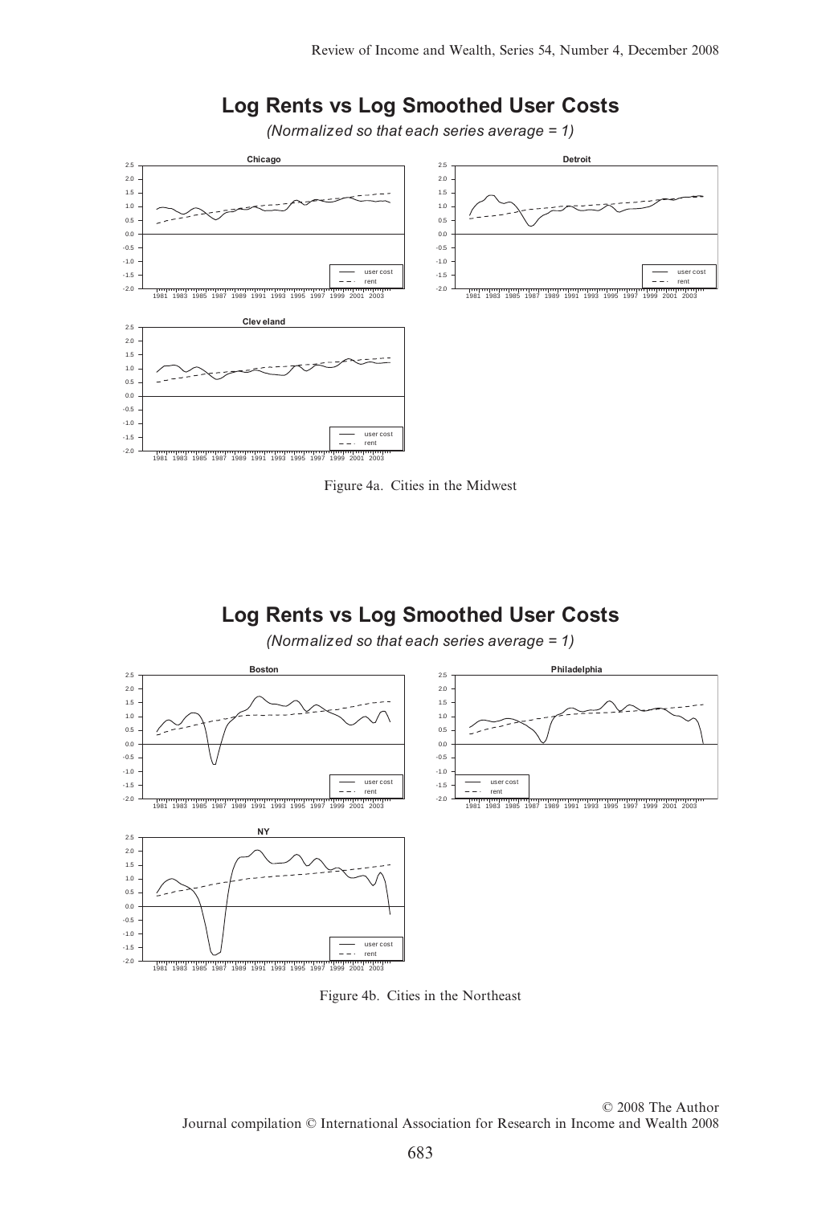## Log Rents vs Log Smoothed User Costs

*(Normalized so that each series average = 1)*

Figure 4a. Cities in the Midwest

## Log Rents vs Log Smoothed User Costs

*(Normalized so that each series average = 1)*

Figure 4b. Cities in the Northeast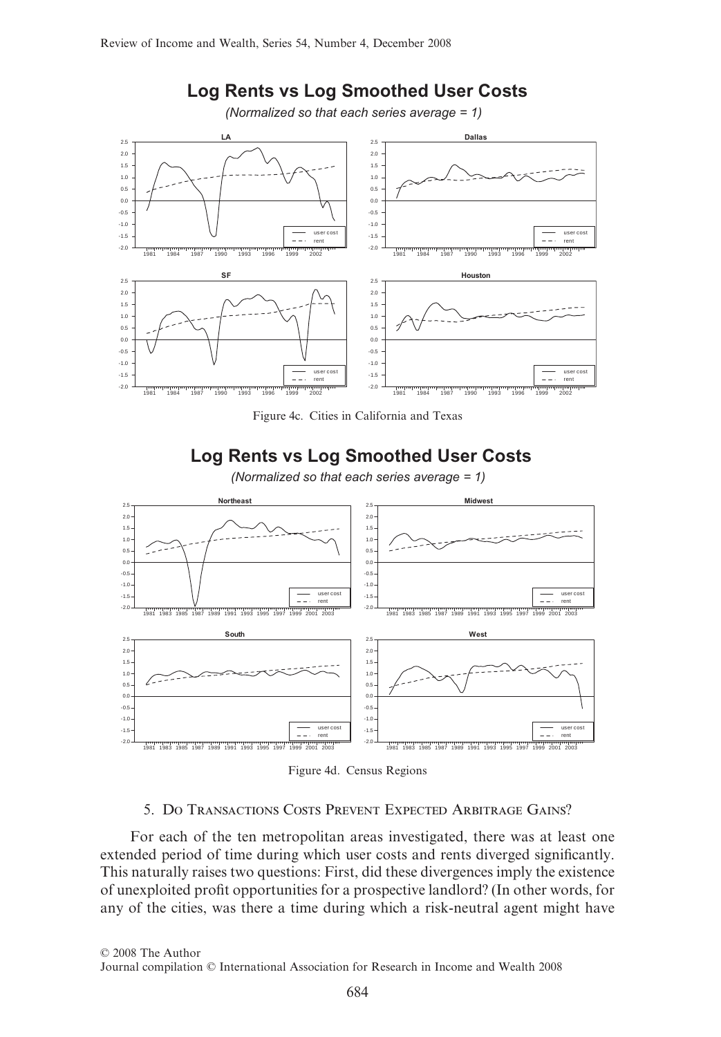## Log Rents vs Log Smoothed User Costs

*(Normalized so that each series average = 1)*

Figure 4c. Cities in California and Texas

## Log Rents vs Log Smoothed User Costs

*(Normalized so that each series average = 1)*

Figure 4d. Census Regions

### 5. Do Transactions Costs Prevent Expected Arbitrage Gains?

For each of the ten metropolitan areas investigated, there was at least one extended period of time during which user costs and rents diverged significantly. This naturally raises two questions: First, did these divergences imply the existence of unexploited profit opportunities for a prospective landlord? (In other words, for any of the cities, was there a time during which a risk-neutral agent might have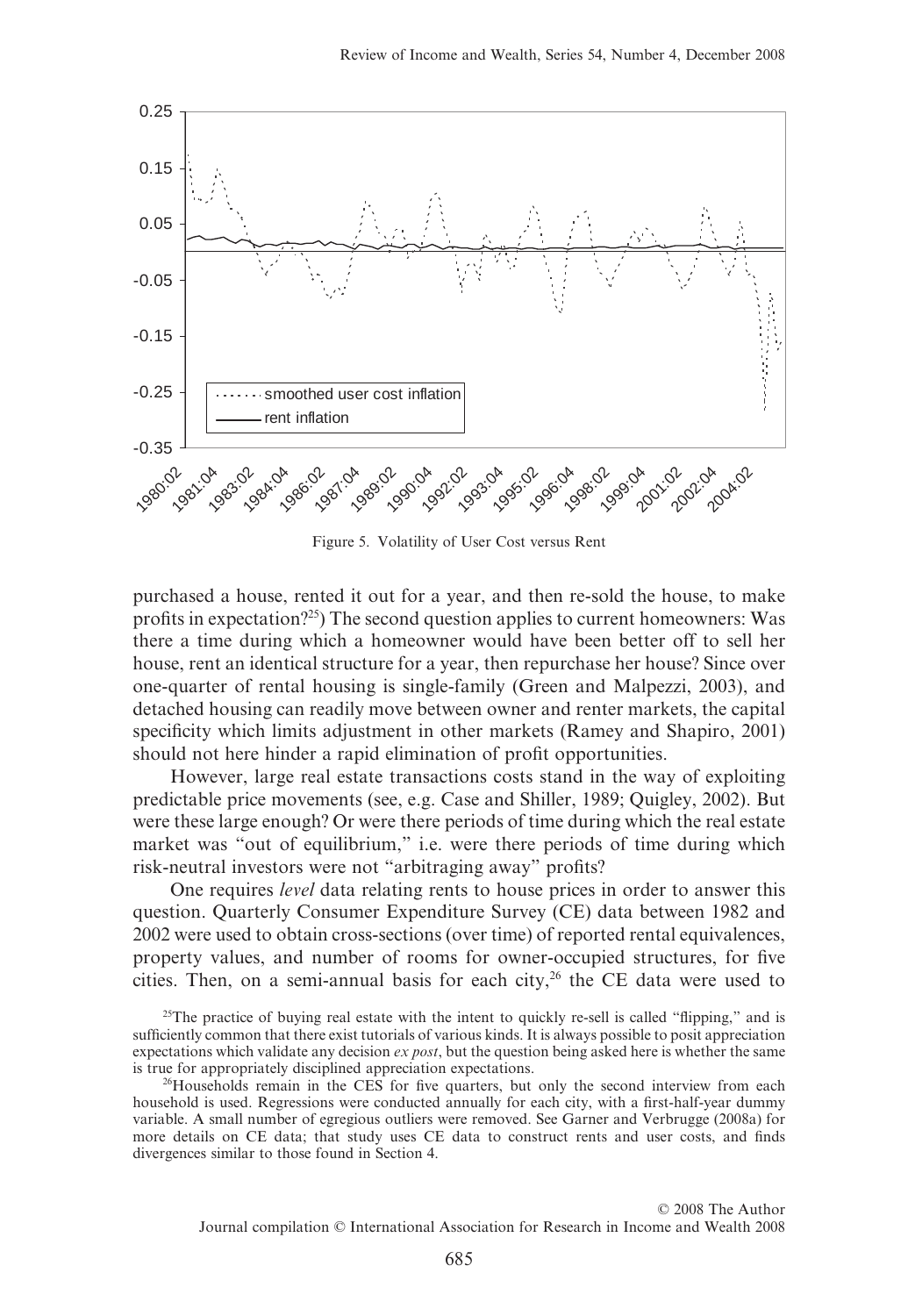Figure 5. Volatility of User Cost versus Rent

purchased a house, rented it out for a year, and then re-sold the house, to make profits in expectation?[25]) The second question applies to current homeowners: Was there a time during which a homeowner would have been better off to sell her house, rent an identical structure for a year, then repurchase her house? Since over one-quarter of rental housing is single-family (Green and Malpezzi, 2003), and detached housing can readily move between owner and renter markets, the capital specificity which limits adjustment in other markets (Ramey and Shapiro, 2001) should not here hinder a rapid elimination of profit opportunities.

However, large real estate transactions costs stand in the way of exploiting predictable price movements (see, e.g. Case and Shiller, 1989; Quigley, 2002). But were these large enough? Or were there periods of time during which the real estate market was "out of equilibrium," i.e. were there periods of time during which risk-neutral investors were not "arbitraging away" profits?

One requires *level* data relating rents to house prices in order to answer this question. Quarterly Consumer Expenditure Survey (CE) data between 1982 and 2002 were used to obtain cross-sections (over time) of reported rental equivalences, property values, and number of rooms for owner-occupied structures, for five cities. Then, on a semi-annual basis for each city,[26] the CE data were used to

[25]The practice of buying real estate with the intent to quickly re-sell is called "flipping," and is sufficiently common that there exist tutorials of various kinds. It is always possible to posit appreciation expectations which validate any decision *ex post*, but the question being asked here is whether the same is true for appropriately disciplined appreciation expectations.

[26]Households remain in the CES for five quarters, but only the second interview from each household is used. Regressions were conducted annually for each city, with a first-half-year dummy variable. A small number of egregious outliers were removed. See Garner and Verbrugge (2008a) for more details on CE data; that study uses CE data to construct rents and user costs, and finds divergences similar to those found in Section 4.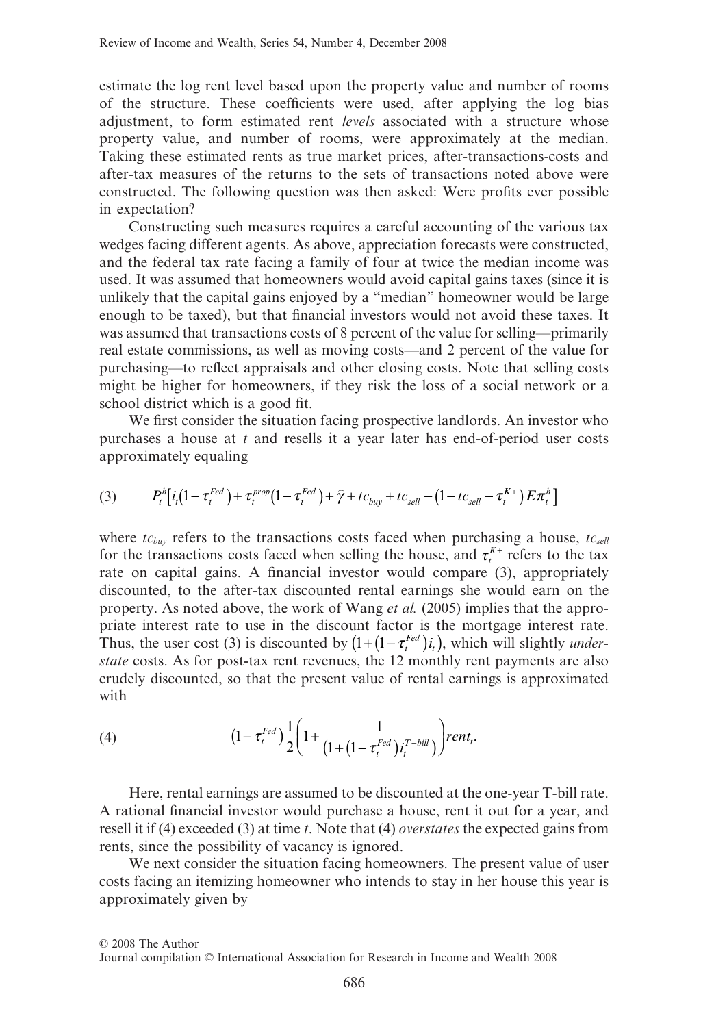estimate the log rent level based upon the property value and number of rooms of the structure. These coefficients were used, after applying the log bias adjustment, to form estimated rent *levels* associated with a structure whose property value, and number of rooms, were approximately at the median. Taking these estimated rents as true market prices, after-transactions-costs and after-tax measures of the returns to the sets of transactions noted above were constructed. The following question was then asked: Were profits ever possible in expectation?

Constructing such measures requires a careful accounting of the various tax wedges facing different agents. As above, appreciation forecasts were constructed, and the federal tax rate facing a family of four at twice the median income was used. It was assumed that homeowners would avoid capital gains taxes (since it is unlikely that the capital gains enjoyed by a "median" homeowner would be large enough to be taxed), but that financial investors would not avoid these taxes. It was assumed that transactions costs of 8 percent of the value for selling—primarily real estate commissions, as well as moving costs—and 2 percent of the value for purchasing—to reflect appraisals and other closing costs. Note that selling costs might be higher for homeowners, if they risk the loss of a social network or a school district which is a good fit.

We first consider the situation facing prospective landlords. An investor who purchases a house at $t$ and resells it a year later has end-of-period user costs approximately equaling

$$(3) \qquad P_t^h\left[i_t\left(1-\tau_t^{Fed}\right)+\tau_t^{prop}\left(1-\tau_t^{Fed}\right)+\hat{\gamma}+tc_{buy}+tc_{sell}-\left(1-tc_{sell}-\tau_t^{K+}\right)E\pi_t^h\right]$$

where $tc_{buy}$ refers to the transactions costs faced when purchasing a house, $tc_{sell}$ for the transactions costs faced when selling the house, and $\tau_t^{K+}$ refers to the tax rate on capital gains. A financial investor would compare (3), appropriately discounted, to the after-tax discounted rental earnings she would earn on the property. As noted above, the work of Wang *et al.* (2005) implies that the appropriate interest rate to use in the discount factor is the mortgage interest rate. Thus, the user cost (3) is discounted by $\left(1+\left(1-\tau_t^{Fed}\right)i_t\right)$, which will slightly *understate* costs. As for post-tax rent revenues, the 12 monthly rent payments are also crudely discounted, so that the present value of rental earnings is approximated with

$$(4) \qquad \left(1-\tau_t^{Fed}\right)\frac{1}{2}\left(1+\frac{1}{\left(1+\left(1-\tau_t^{Fed}\right)i_t^{T-bill}\right)}\right)rent_t.$$

Here, rental earnings are assumed to be discounted at the one-year T-bill rate. A rational financial investor would purchase a house, rent it out for a year, and resell it if (4) exceeded (3) at time $t$. Note that (4) *overstates* the expected gains from rents, since the possibility of vacancy is ignored.

We next consider the situation facing homeowners. The present value of user costs facing an itemizing homeowner who intends to stay in her house this year is approximately given by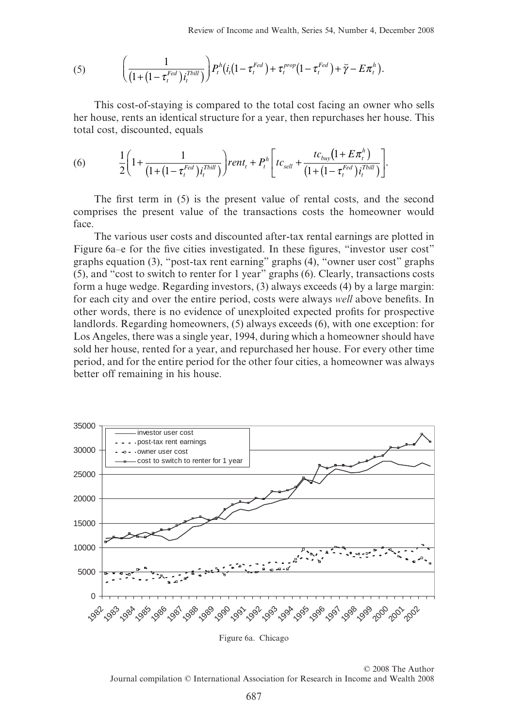$$(5)\qquad \left(\frac{1}{\left(1+\left(1-\tau_t^{Fed}\right)i_t^{Tbill}\right)}\right)P_t^h\left(i_t\left(1-\tau_t^{Fed}\right)+\tau_t^{prop}\left(1-\tau_t^{Fed}\right)+\breve{\gamma}-E\pi_t^h\right).$$

This cost-of-staying is compared to the total cost facing an owner who sells her house, rents an identical structure for a year, then repurchases her house. This total cost, discounted, equals

$$(6)\qquad \frac{1}{2}\left(1+\frac{1}{\left(1+\left(1-\tau_t^{Fed}\right)i_t^{Tbill}\right)}\right)rent_t+P_t^h\left[tc_{sell}+\frac{tc_{buy}\left(1+E\pi_t^h\right)}{\left(1+\left(1-\tau_t^{Fed}\right)i_t^{Tbill}\right)}\right].$$

The first term in (5) is the present value of rental costs, and the second comprises the present value of the transactions costs the homeowner would face.

The various user costs and discounted after-tax rental earnings are plotted in Figure 6a–e for the five cities investigated. In these figures, "investor user cost" graphs equation (3), "post-tax rent earning" graphs (4), "owner user cost" graphs (5), and "cost to switch to renter for 1 year" graphs (6). Clearly, transactions costs form a huge wedge. Regarding investors, (3) always exceeds (4) by a large margin: for each city and over the entire period, costs were always *well* above benefits. In other words, there is no evidence of unexploited expected profits for prospective landlords. Regarding homeowners, (5) always exceeds (6), with one exception: for Los Angeles, there was a single year, 1994, during which a homeowner should have sold her house, rented for a year, and repurchased her house. For every other time period, and for the entire period for the other four cities, a homeowner was always better off remaining in his house.

Figure 6a. Chicago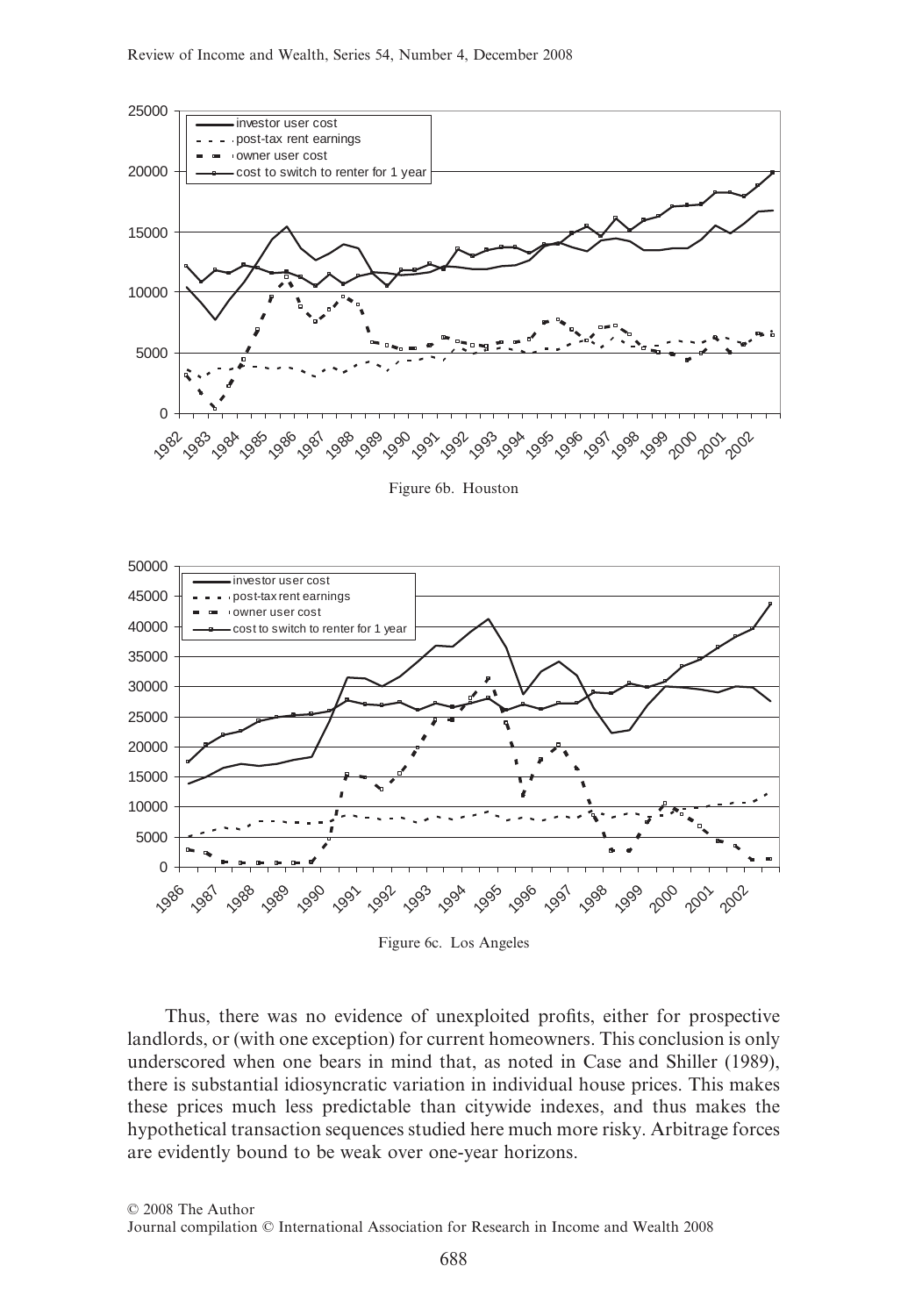Figure 6b. Houston

Figure 6c. Los Angeles

Thus, there was no evidence of unexploited profits, either for prospective landlords, or (with one exception) for current homeowners. This conclusion is only underscored when one bears in mind that, as noted in Case and Shiller (1989), there is substantial idiosyncratic variation in individual house prices. This makes these prices much less predictable than citywide indexes, and thus makes the hypothetical transaction sequences studied here much more risky. Arbitrage forces are evidently bound to be weak over one-year horizons.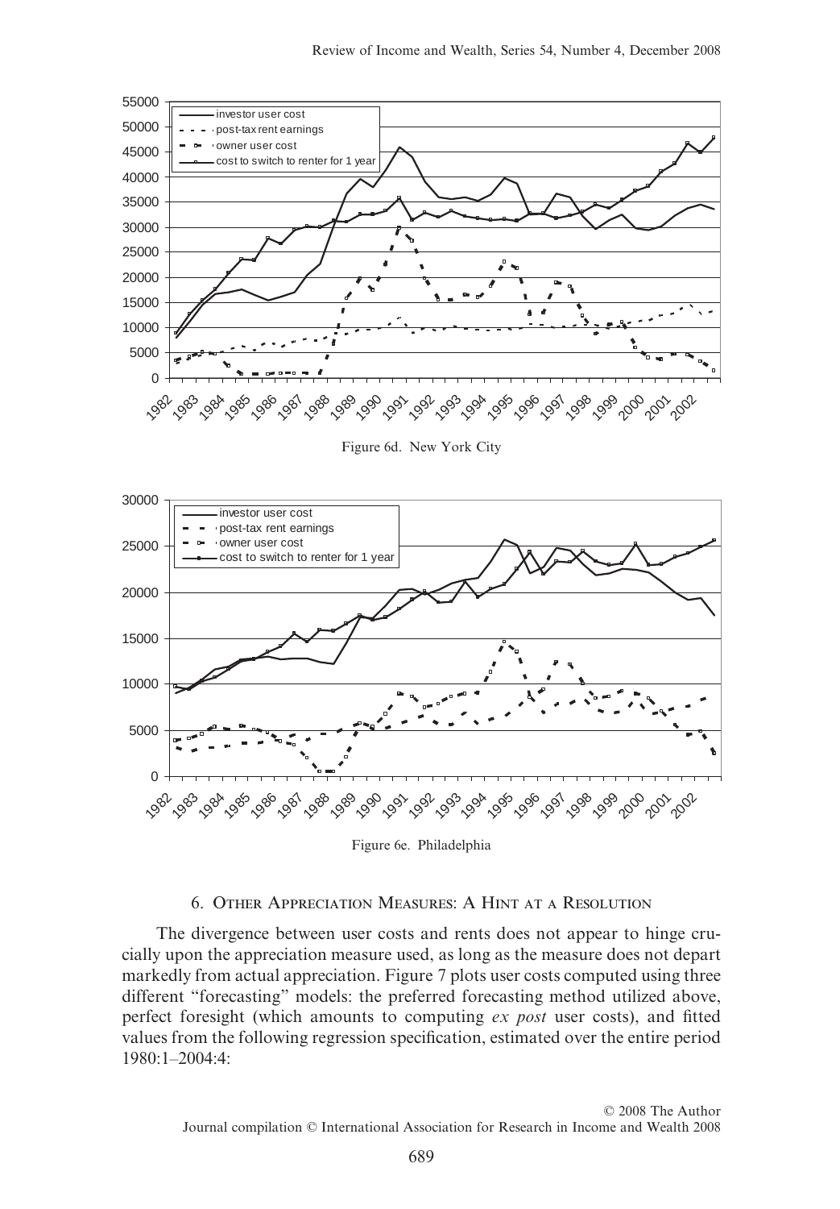Figure 6d. New York City

Figure 6e. Philadelphia

## 6. Other Appreciation Measures: A Hint at a Resolution

The divergence between user costs and rents does not appear to hinge crucially upon the appreciation measure used, as long as the measure does not depart markedly from actual appreciation. Figure 7 plots user costs computed using three different "forecasting" models: the preferred forecasting method utilized above, perfect foresight (which amounts to computing *ex post* user costs), and fitted values from the following regression specification, estimated over the entire period 1980:1–2004:4: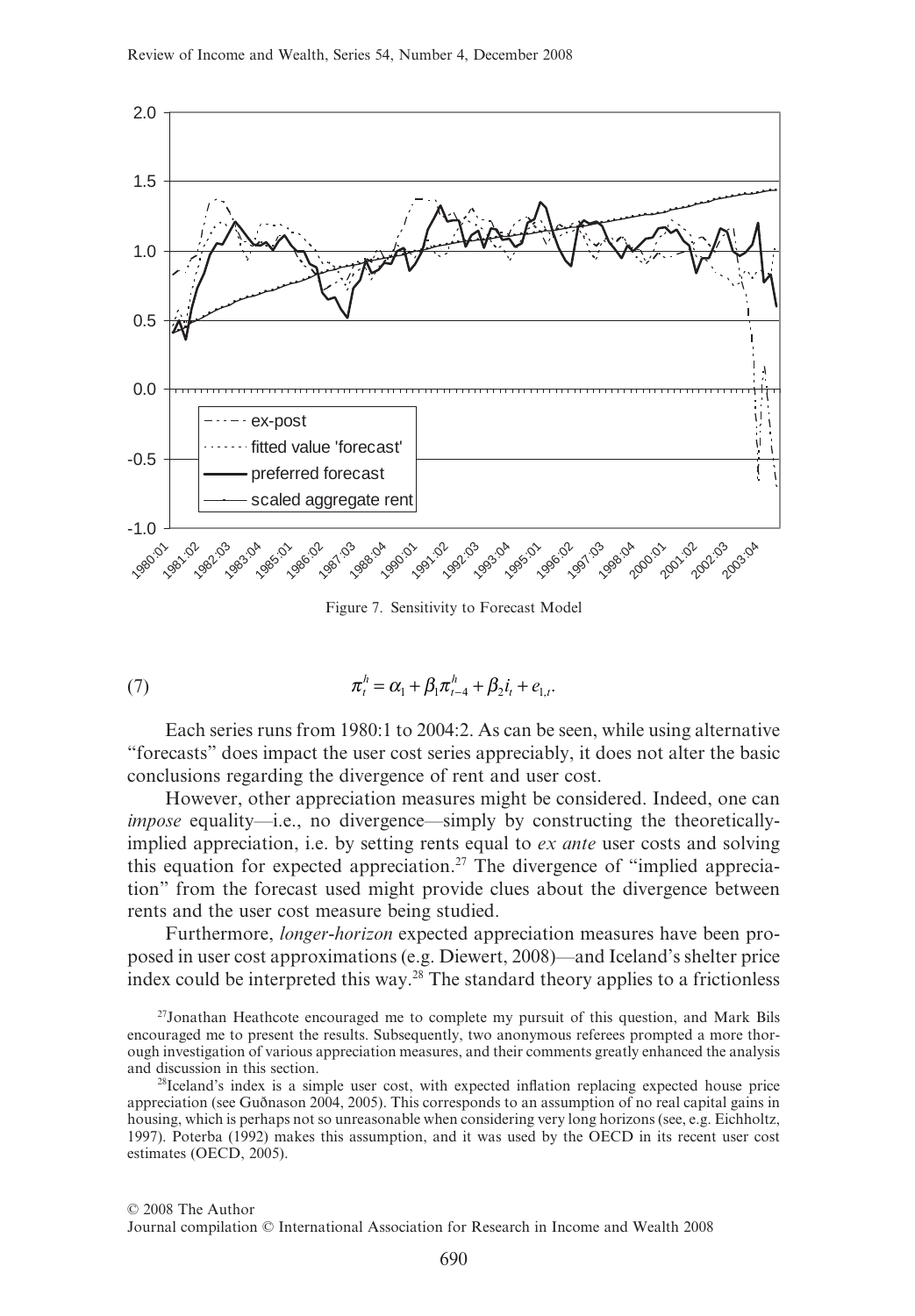Figure 7. Sensitivity to Forecast Model

$$\pi_t^h = \alpha_1 + \beta_1 \pi_{t-4}^h + \beta_2 i_t + e_{1,t}. \tag{7}$$

Each series runs from 1980:1 to 2004:2. As can be seen, while using alternative "forecasts" does impact the user cost series appreciably, it does not alter the basic conclusions regarding the divergence of rent and user cost.

However, other appreciation measures might be considered. Indeed, one can *impose* equality—i.e., no divergence—simply by constructing the theoretically-implied appreciation, i.e. by setting rents equal to *ex ante* user costs and solving this equation for expected appreciation.[27] The divergence of "implied appreciation" from the forecast used might provide clues about the divergence between rents and the user cost measure being studied.

Furthermore, *longer-horizon* expected appreciation measures have been proposed in user cost approximations (e.g. Diewert, 2008)—and Iceland's shelter price index could be interpreted this way.[28] The standard theory applies to a frictionless

[27]Jonathan Heathcote encouraged me to complete my pursuit of this question, and Mark Bils encouraged me to present the results. Subsequently, two anonymous referees prompted a more thorough investigation of various appreciation measures, and their comments greatly enhanced the analysis and discussion in this section.

[28]Iceland's index is a simple user cost, with expected inflation replacing expected house price appreciation (see Guðnason 2004, 2005). This corresponds to an assumption of no real capital gains in housing, which is perhaps not so unreasonable when considering very long horizons (see, e.g. Eichholtz, 1997). Poterba (1992) makes this assumption, and it was used by the OECD in its recent user cost estimates (OECD, 2005).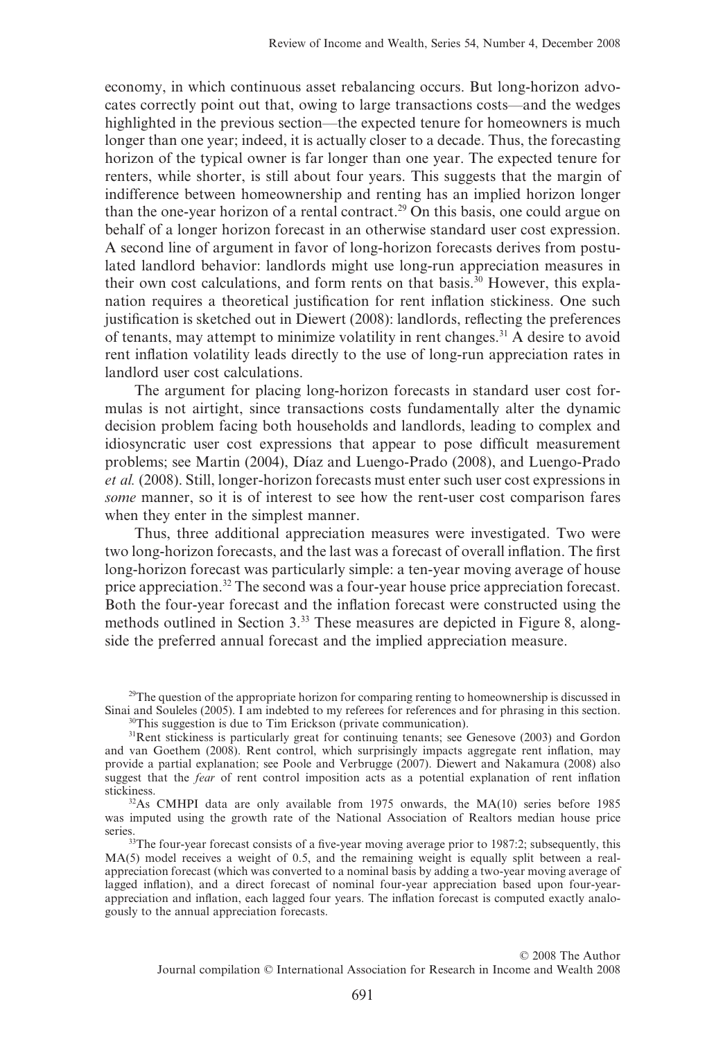economy, in which continuous asset rebalancing occurs. But long-horizon advocates correctly point out that, owing to large transactions costs—and the wedges highlighted in the previous section—the expected tenure for homeowners is much longer than one year; indeed, it is actually closer to a decade. Thus, the forecasting horizon of the typical owner is far longer than one year. The expected tenure for renters, while shorter, is still about four years. This suggests that the margin of indifference between homeownership and renting has an implied horizon longer than the one-year horizon of a rental contract.[29] On this basis, one could argue on behalf of a longer horizon forecast in an otherwise standard user cost expression. A second line of argument in favor of long-horizon forecasts derives from postulated landlord behavior: landlords might use long-run appreciation measures in their own cost calculations, and form rents on that basis.[30] However, this explanation requires a theoretical justification for rent inflation stickiness. One such justification is sketched out in Diewert (2008): landlords, reflecting the preferences of tenants, may attempt to minimize volatility in rent changes.[31] A desire to avoid rent inflation volatility leads directly to the use of long-run appreciation rates in landlord user cost calculations.

The argument for placing long-horizon forecasts in standard user cost formulas is not airtight, since transactions costs fundamentally alter the dynamic decision problem facing both households and landlords, leading to complex and idiosyncratic user cost expressions that appear to pose difficult measurement problems; see Martin (2004), Díaz and Luengo-Prado (2008), and Luengo-Prado *et al.* (2008). Still, longer-horizon forecasts must enter such user cost expressions in *some* manner, so it is of interest to see how the rent-user cost comparison fares when they enter in the simplest manner.

Thus, three additional appreciation measures were investigated. Two were two long-horizon forecasts, and the last was a forecast of overall inflation. The first long-horizon forecast was particularly simple: a ten-year moving average of house price appreciation.[32] The second was a four-year house price appreciation forecast. Both the four-year forecast and the inflation forecast were constructed using the methods outlined in Section 3.[33] These measures are depicted in Figure 8, alongside the preferred annual forecast and the implied appreciation measure.

[29]The question of the appropriate horizon for comparing renting to homeownership is discussed in Sinai and Souleles (2005). I am indebted to my referees for references and for phrasing in this section.

[30]This suggestion is due to Tim Erickson (private communication).

[31]Rent stickiness is particularly great for continuing tenants; see Genesove (2003) and Gordon and van Goethem (2008). Rent control, which surprisingly impacts aggregate rent inflation, may provide a partial explanation; see Poole and Verbrugge (2007). Diewert and Nakamura (2008) also suggest that the *fear* of rent control imposition acts as a potential explanation of rent inflation stickiness.

[32]As CMHPI data are only available from 1975 onwards, the MA(10) series before 1985 was imputed using the growth rate of the National Association of Realtors median house price series.

[33]The four-year forecast consists of a five-year moving average prior to 1987:2; subsequently, this MA(5) model receives a weight of 0.5, and the remaining weight is equally split between a real-appreciation forecast (which was converted to a nominal basis by adding a two-year moving average of lagged inflation), and a direct forecast of nominal four-year appreciation based upon four-year-appreciation and inflation, each lagged four years. The inflation forecast is computed exactly analogously to the annual appreciation forecasts.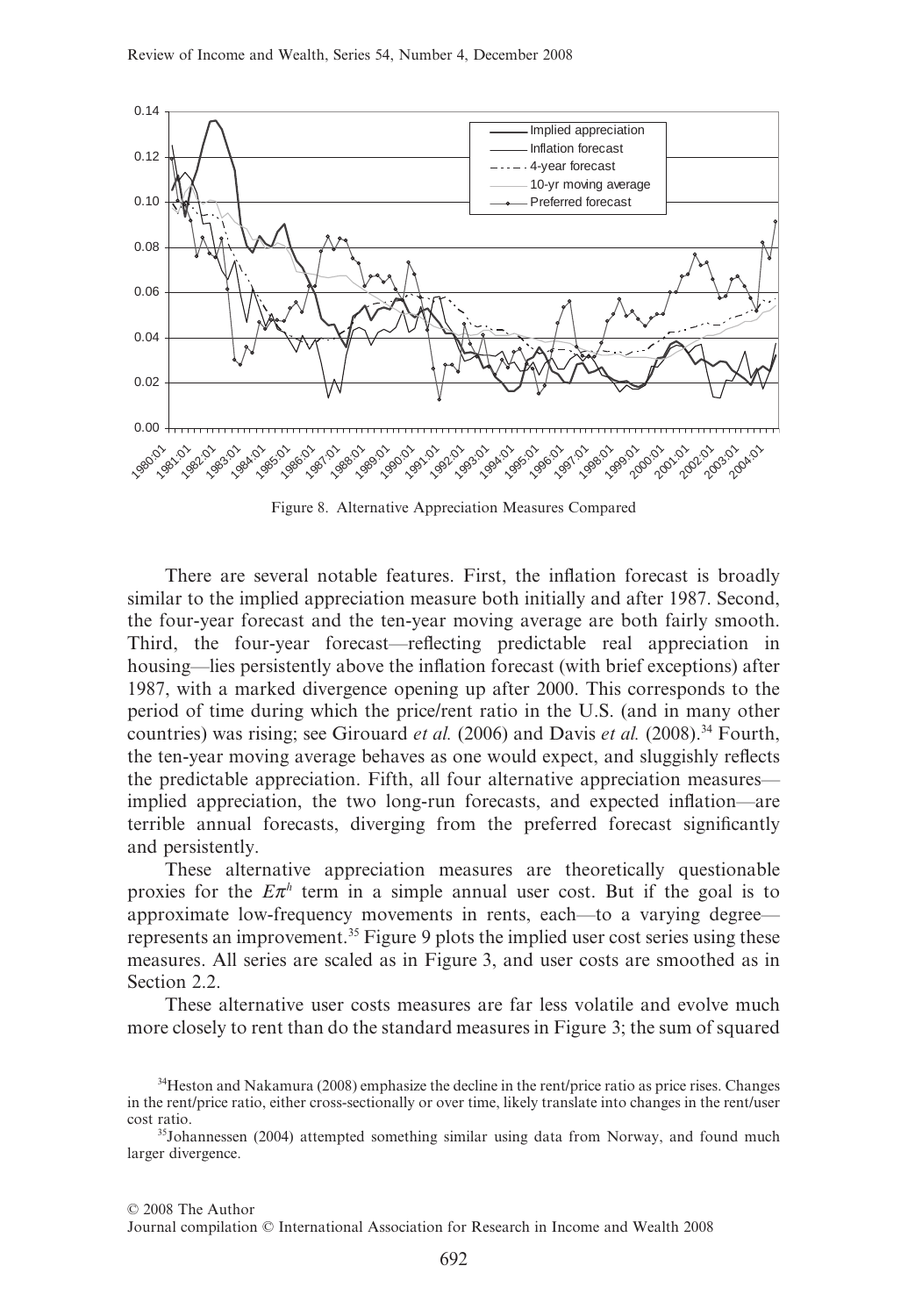Figure 8. Alternative Appreciation Measures Compared

There are several notable features. First, the inflation forecast is broadly similar to the implied appreciation measure both initially and after 1987. Second, the four-year forecast and the ten-year moving average are both fairly smooth. Third, the four-year forecast—reflecting predictable real appreciation in housing—lies persistently above the inflation forecast (with brief exceptions) after 1987, with a marked divergence opening up after 2000. This corresponds to the period of time during which the price/rent ratio in the U.S. (and in many other countries) was rising; see Girouard *et al.* (2006) and Davis *et al.* (2008).[34] Fourth, the ten-year moving average behaves as one would expect, and sluggishly reflects the predictable appreciation. Fifth, all four alternative appreciation measures—implied appreciation, the two long-run forecasts, and expected inflation—are terrible annual forecasts, diverging from the preferred forecast significantly and persistently.

These alternative appreciation measures are theoretically questionable proxies for the $E\pi^h$ term in a simple annual user cost. But if the goal is to approximate low-frequency movements in rents, each—to a varying degree—represents an improvement.[35] Figure 9 plots the implied user cost series using these measures. All series are scaled as in Figure 3, and user costs are smoothed as in Section 2.2.

These alternative user costs measures are far less volatile and evolve much more closely to rent than do the standard measures in Figure 3; the sum of squared

[34] Heston and Nakamura (2008) emphasize the decline in the rent/price ratio as price rises. Changes in the rent/price ratio, either cross-sectionally or over time, likely translate into changes in the rent/user cost ratio.

[35] Johannessen (2004) attempted something similar using data from Norway, and found much larger divergence.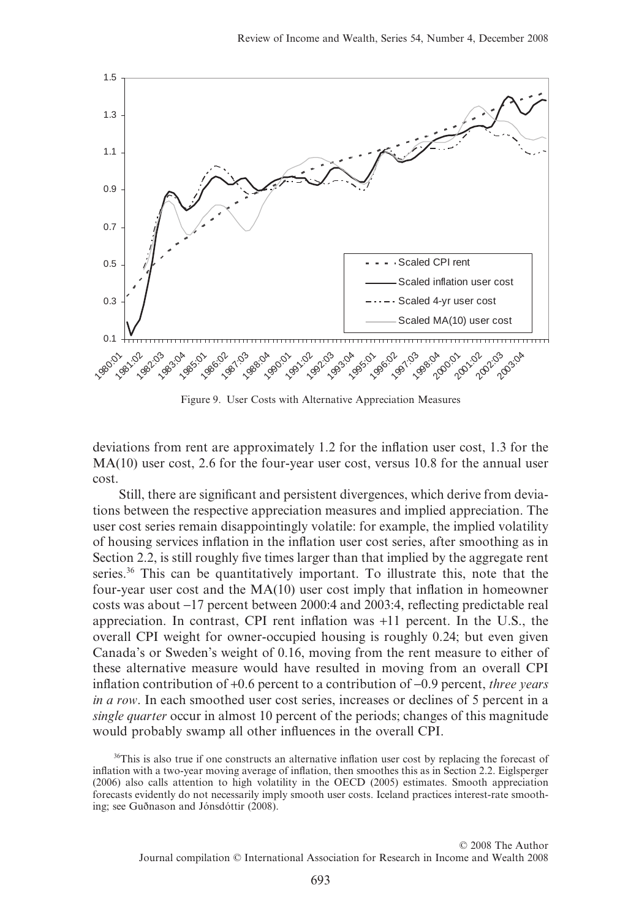Figure 9. User Costs with Alternative Appreciation Measures

deviations from rent are approximately 1.2 for the inflation user cost, 1.3 for the MA(10) user cost, 2.6 for the four-year user cost, versus 10.8 for the annual user cost.

Still, there are significant and persistent divergences, which derive from deviations between the respective appreciation measures and implied appreciation. The user cost series remain disappointingly volatile: for example, the implied volatility of housing services inflation in the inflation user cost series, after smoothing as in Section 2.2, is still roughly five times larger than that implied by the aggregate rent series.[36] This can be quantitatively important. To illustrate this, note that the four-year user cost and the MA(10) user cost imply that inflation in homeowner costs was about –17 percent between 2000:4 and 2003:4, reflecting predictable real appreciation. In contrast, CPI rent inflation was +11 percent. In the U.S., the overall CPI weight for owner-occupied housing is roughly 0.24; but even given Canada's or Sweden's weight of 0.16, moving from the rent measure to either of these alternative measure would have resulted in moving from an overall CPI inflation contribution of +0.6 percent to a contribution of –0.9 percent, *three years in a row*. In each smoothed user cost series, increases or declines of 5 percent in a *single quarter* occur in almost 10 percent of the periods; changes of this magnitude would probably swamp all other influences in the overall CPI.

[36] This is also true if one constructs an alternative inflation user cost by replacing the forecast of inflation with a two-year moving average of inflation, then smoothes this as in Section 2.2. Eiglsperger (2006) also calls attention to high volatility in the OECD (2005) estimates. Smooth appreciation forecasts evidently do not necessarily imply smooth user costs. Iceland practices interest-rate smoothing; see Guðnason and Jónsdóttir (2008).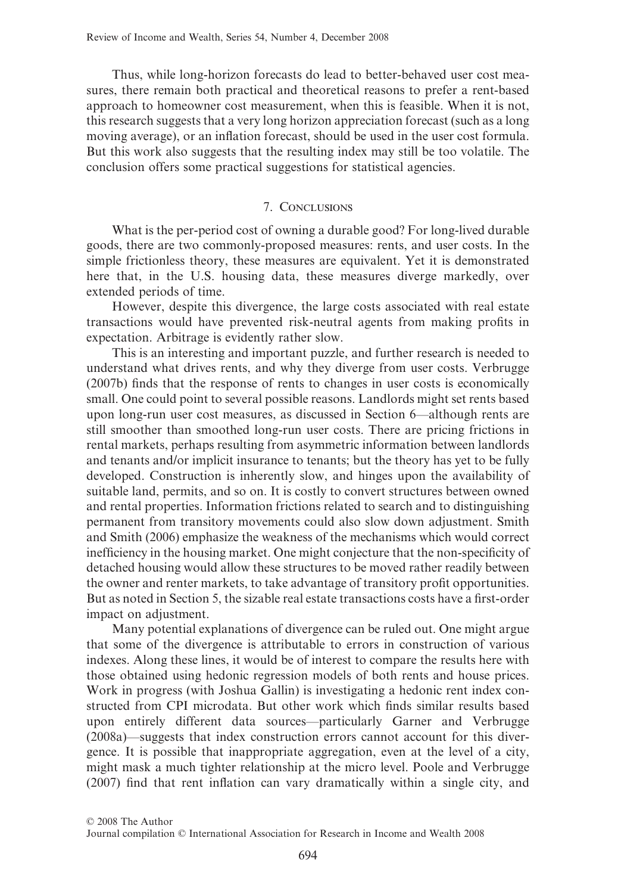Thus, while long-horizon forecasts do lead to better-behaved user cost measures, there remain both practical and theoretical reasons to prefer a rent-based approach to homeowner cost measurement, when this is feasible. When it is not, this research suggests that a very long horizon appreciation forecast (such as a long moving average), or an inflation forecast, should be used in the user cost formula. But this work also suggests that the resulting index may still be too volatile. The conclusion offers some practical suggestions for statistical agencies.

## 7. Conclusions

What is the per-period cost of owning a durable good? For long-lived durable goods, there are two commonly-proposed measures: rents, and user costs. In the simple frictionless theory, these measures are equivalent. Yet it is demonstrated here that, in the U.S. housing data, these measures diverge markedly, over extended periods of time.

However, despite this divergence, the large costs associated with real estate transactions would have prevented risk-neutral agents from making profits in expectation. Arbitrage is evidently rather slow.

This is an interesting and important puzzle, and further research is needed to understand what drives rents, and why they diverge from user costs. Verbrugge (2007b) finds that the response of rents to changes in user costs is economically small. One could point to several possible reasons. Landlords might set rents based upon long-run user cost measures, as discussed in Section 6—although rents are still smoother than smoothed long-run user costs. There are pricing frictions in rental markets, perhaps resulting from asymmetric information between landlords and tenants and/or implicit insurance to tenants; but the theory has yet to be fully developed. Construction is inherently slow, and hinges upon the availability of suitable land, permits, and so on. It is costly to convert structures between owned and rental properties. Information frictions related to search and to distinguishing permanent from transitory movements could also slow down adjustment. Smith and Smith (2006) emphasize the weakness of the mechanisms which would correct inefficiency in the housing market. One might conjecture that the non-specificity of detached housing would allow these structures to be moved rather readily between the owner and renter markets, to take advantage of transitory profit opportunities. But as noted in Section 5, the sizable real estate transactions costs have a first-order impact on adjustment.

Many potential explanations of divergence can be ruled out. One might argue that some of the divergence is attributable to errors in construction of various indexes. Along these lines, it would be of interest to compare the results here with those obtained using hedonic regression models of both rents and house prices. Work in progress (with Joshua Gallin) is investigating a hedonic rent index constructed from CPI microdata. But other work which finds similar results based upon entirely different data sources—particularly Garner and Verbrugge (2008a)—suggests that index construction errors cannot account for this divergence. It is possible that inappropriate aggregation, even at the level of a city, might mask a much tighter relationship at the micro level. Poole and Verbrugge (2007) find that rent inflation can vary dramatically within a single city, and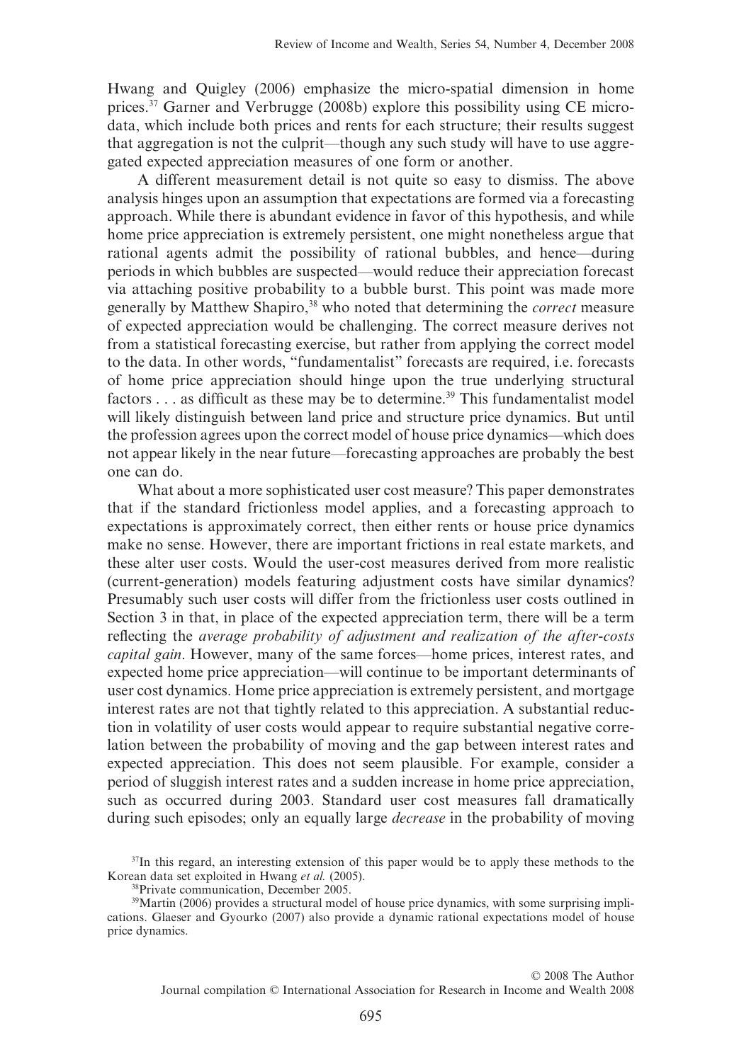Hwang and Quigley (2006) emphasize the micro-spatial dimension in home prices.[37] Garner and Verbrugge (2008b) explore this possibility using CE microdata, which include both prices and rents for each structure; their results suggest that aggregation is not the culprit—though any such study will have to use aggregated expected appreciation measures of one form or another.

A different measurement detail is not quite so easy to dismiss. The above analysis hinges upon an assumption that expectations are formed via a forecasting approach. While there is abundant evidence in favor of this hypothesis, and while home price appreciation is extremely persistent, one might nonetheless argue that rational agents admit the possibility of rational bubbles, and hence—during periods in which bubbles are suspected—would reduce their appreciation forecast via attaching positive probability to a bubble burst. This point was made more generally by Matthew Shapiro,[38] who noted that determining the *correct* measure of expected appreciation would be challenging. The correct measure derives not from a statistical forecasting exercise, but rather from applying the correct model to the data. In other words, "fundamentalist" forecasts are required, i.e. forecasts of home price appreciation should hinge upon the true underlying structural factors . . . as difficult as these may be to determine.[39] This fundamentalist model will likely distinguish between land price and structure price dynamics. But until the profession agrees upon the correct model of house price dynamics—which does not appear likely in the near future—forecasting approaches are probably the best one can do.

What about a more sophisticated user cost measure? This paper demonstrates that if the standard frictionless model applies, and a forecasting approach to expectations is approximately correct, then either rents or house price dynamics make no sense. However, there are important frictions in real estate markets, and these alter user costs. Would the user-cost measures derived from more realistic (current-generation) models featuring adjustment costs have similar dynamics? Presumably such user costs will differ from the frictionless user costs outlined in Section 3 in that, in place of the expected appreciation term, there will be a term reflecting the *average probability of adjustment and realization of the after-costs capital gain*. However, many of the same forces—home prices, interest rates, and expected home price appreciation—will continue to be important determinants of user cost dynamics. Home price appreciation is extremely persistent, and mortgage interest rates are not that tightly related to this appreciation. A substantial reduction in volatility of user costs would appear to require substantial negative correlation between the probability of moving and the gap between interest rates and expected appreciation. This does not seem plausible. For example, consider a period of sluggish interest rates and a sudden increase in home price appreciation, such as occurred during 2003. Standard user cost measures fall dramatically during such episodes; only an equally large *decrease* in the probability of moving

[37]In this regard, an interesting extension of this paper would be to apply these methods to the Korean data set exploited in Hwang *et al.* (2005).

[38]Private communication, December 2005.

[39]Martin (2006) provides a structural model of house price dynamics, with some surprising implications. Glaeser and Gyourko (2007) also provide a dynamic rational expectations model of house price dynamics.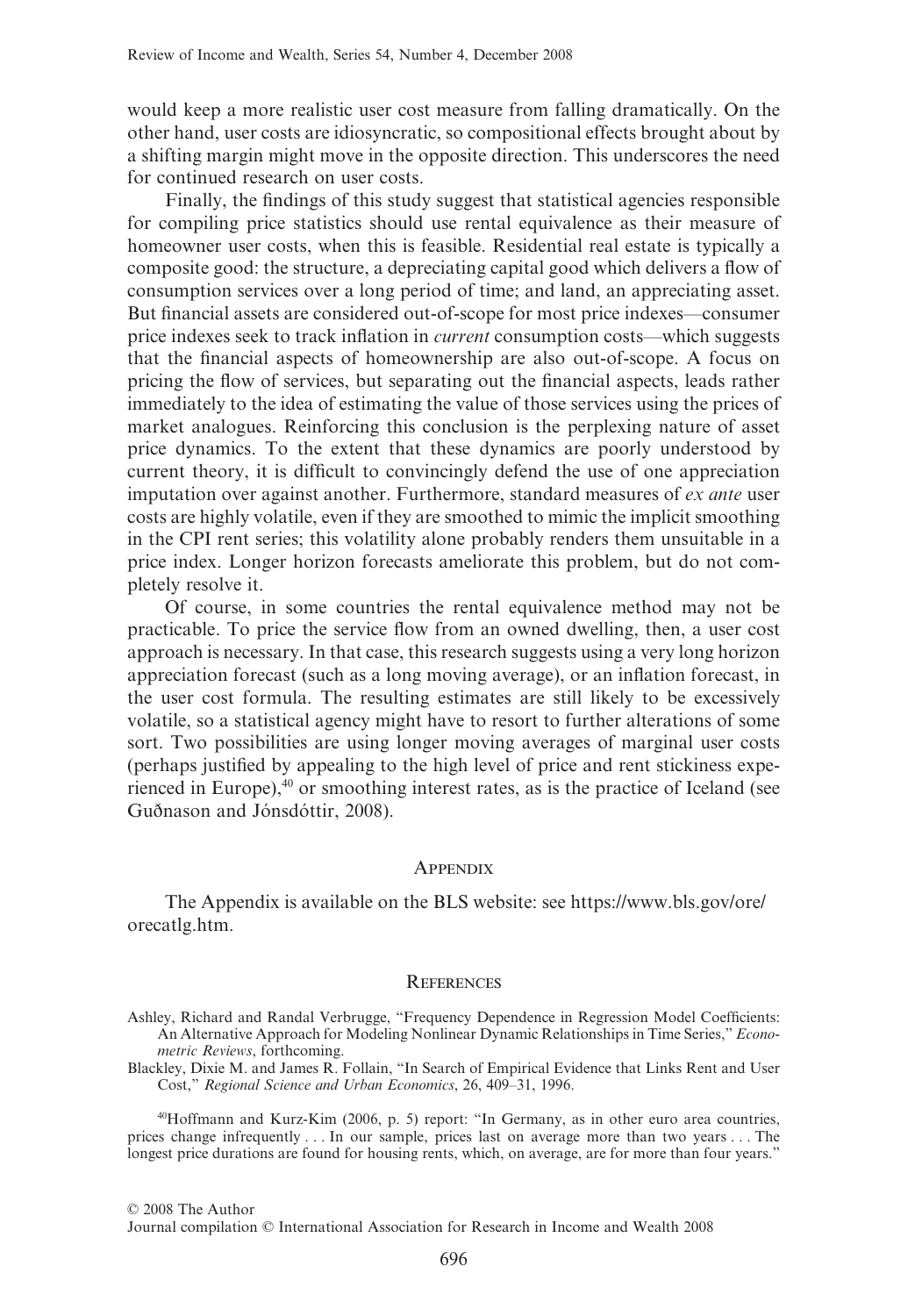would keep a more realistic user cost measure from falling dramatically. On the other hand, user costs are idiosyncratic, so compositional effects brought about by a shifting margin might move in the opposite direction. This underscores the need for continued research on user costs.

Finally, the findings of this study suggest that statistical agencies responsible for compiling price statistics should use rental equivalence as their measure of homeowner user costs, when this is feasible. Residential real estate is typically a composite good: the structure, a depreciating capital good which delivers a flow of consumption services over a long period of time; and land, an appreciating asset. But financial assets are considered out-of-scope for most price indexes—consumer price indexes seek to track inflation in *current* consumption costs—which suggests that the financial aspects of homeownership are also out-of-scope. A focus on pricing the flow of services, but separating out the financial aspects, leads rather immediately to the idea of estimating the value of those services using the prices of market analogues. Reinforcing this conclusion is the perplexing nature of asset price dynamics. To the extent that these dynamics are poorly understood by current theory, it is difficult to convincingly defend the use of one appreciation imputation over against another. Furthermore, standard measures of *ex ante* user costs are highly volatile, even if they are smoothed to mimic the implicit smoothing in the CPI rent series; this volatility alone probably renders them unsuitable in a price index. Longer horizon forecasts ameliorate this problem, but do not completely resolve it.

Of course, in some countries the rental equivalence method may not be practicable. To price the service flow from an owned dwelling, then, a user cost approach is necessary. In that case, this research suggests using a very long horizon appreciation forecast (such as a long moving average), or an inflation forecast, in the user cost formula. The resulting estimates are still likely to be excessively volatile, so a statistical agency might have to resort to further alterations of some sort. Two possibilities are using longer moving averages of marginal user costs (perhaps justified by appealing to the high level of price and rent stickiness experienced in Europe),[40] or smoothing interest rates, as is the practice of Iceland (see Guðnason and Jónsdóttir, 2008).

## Appendix

The Appendix is available on the BLS website: see https://www.bls.gov/ore/orecatlg.htm.

## References

Ashley, Richard and Randal Verbrugge, "Frequency Dependence in Regression Model Coefficients: An Alternative Approach for Modeling Nonlinear Dynamic Relationships in Time Series," *Econometric Reviews*, forthcoming.

Blackley, Dixie M. and James R. Follain, "In Search of Empirical Evidence that Links Rent and User Cost," *Regional Science and Urban Economics*, 26, 409–31, 1996.

[40] Hoffmann and Kurz-Kim (2006, p. 5) report: "In Germany, as in other euro area countries, prices change infrequently . . . In our sample, prices last on average more than two years . . . The longest price durations are found for housing rents, which, on average, are for more than four years."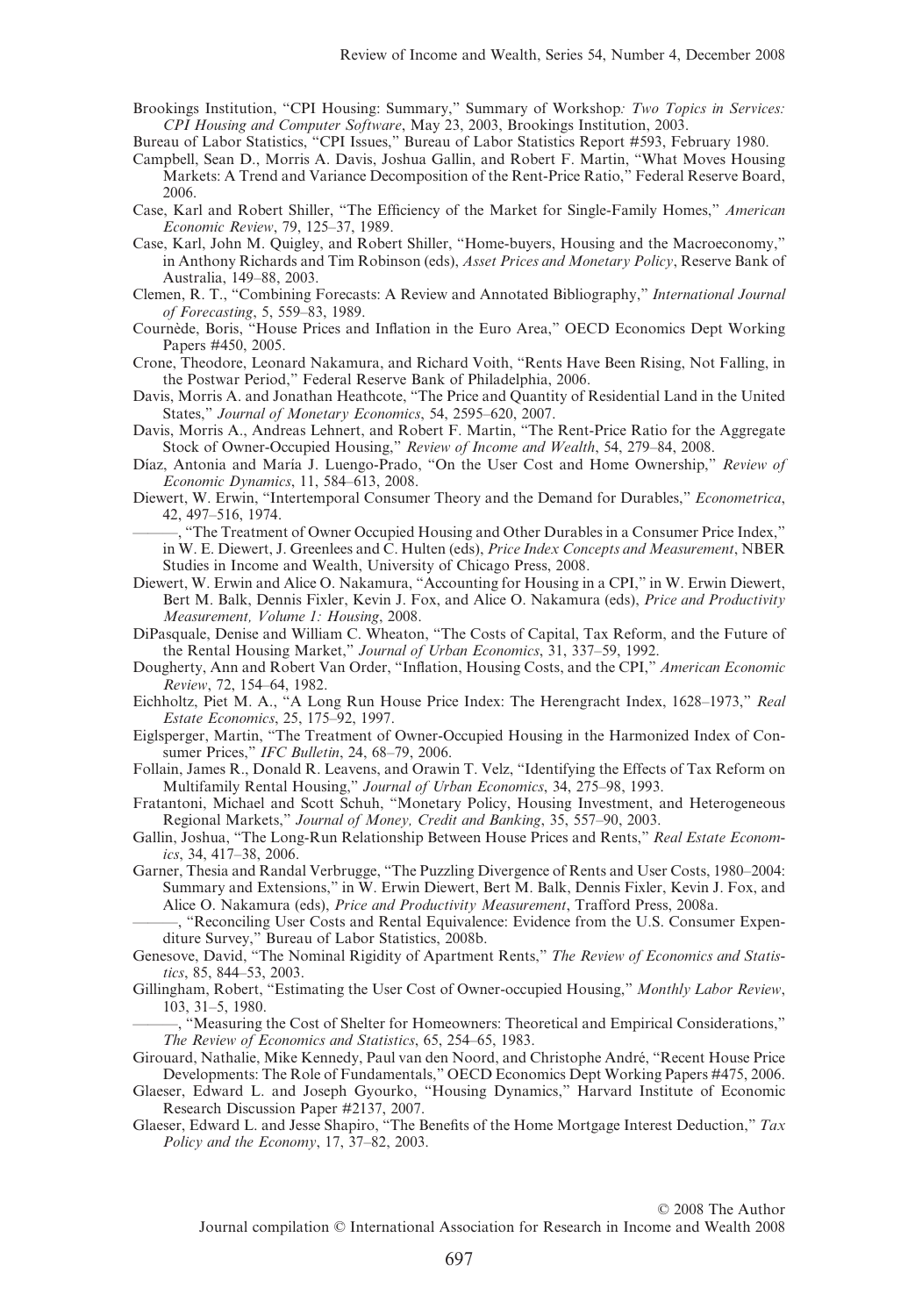Brookings Institution, "CPI Housing: Summary," Summary of Workshop*: Two Topics in Services: CPI Housing and Computer Software*, May 23, 2003, Brookings Institution, 2003.

Bureau of Labor Statistics, "CPI Issues," Bureau of Labor Statistics Report #593, February 1980.

Campbell, Sean D., Morris A. Davis, Joshua Gallin, and Robert F. Martin, "What Moves Housing Markets: A Trend and Variance Decomposition of the Rent-Price Ratio," Federal Reserve Board, 2006.

Case, Karl and Robert Shiller, "The Efficiency of the Market for Single-Family Homes," *American Economic Review*, 79, 125–37, 1989.

Case, Karl, John M. Quigley, and Robert Shiller, "Home-buyers, Housing and the Macroeconomy," in Anthony Richards and Tim Robinson (eds), *Asset Prices and Monetary Policy*, Reserve Bank of Australia, 149–88, 2003.

Clemen, R. T., "Combining Forecasts: A Review and Annotated Bibliography," *International Journal of Forecasting*, 5, 559–83, 1989.

Cournède, Boris, "House Prices and Inflation in the Euro Area," OECD Economics Dept Working Papers #450, 2005.

Crone, Theodore, Leonard Nakamura, and Richard Voith, "Rents Have Been Rising, Not Falling, in the Postwar Period," Federal Reserve Bank of Philadelphia, 2006.

Davis, Morris A. and Jonathan Heathcote, "The Price and Quantity of Residential Land in the United States," *Journal of Monetary Economics*, 54, 2595–620, 2007.

Davis, Morris A., Andreas Lehnert, and Robert F. Martin, "The Rent-Price Ratio for the Aggregate Stock of Owner-Occupied Housing," *Review of Income and Wealth*, 54, 279–84, 2008.

Díaz, Antonia and María J. Luengo-Prado, "On the User Cost and Home Ownership," *Review of Economic Dynamics*, 11, 584–613, 2008.

Diewert, W. Erwin, "Intertemporal Consumer Theory and the Demand for Durables," *Econometrica*, 42, 497–516, 1974.

———, "The Treatment of Owner Occupied Housing and Other Durables in a Consumer Price Index," in W. E. Diewert, J. Greenlees and C. Hulten (eds), *Price Index Concepts and Measurement*, NBER Studies in Income and Wealth, University of Chicago Press, 2008.

Diewert, W. Erwin and Alice O. Nakamura, "Accounting for Housing in a CPI," in W. Erwin Diewert, Bert M. Balk, Dennis Fixler, Kevin J. Fox, and Alice O. Nakamura (eds), *Price and Productivity Measurement, Volume 1: Housing*, 2008.

DiPasquale, Denise and William C. Wheaton, "The Costs of Capital, Tax Reform, and the Future of the Rental Housing Market," *Journal of Urban Economics*, 31, 337–59, 1992.

Dougherty, Ann and Robert Van Order, "Inflation, Housing Costs, and the CPI," *American Economic Review*, 72, 154–64, 1982.

Eichholtz, Piet M. A., "A Long Run House Price Index: The Herengracht Index, 1628–1973," *Real Estate Economics*, 25, 175–92, 1997.

Eiglsperger, Martin, "The Treatment of Owner-Occupied Housing in the Harmonized Index of Consumer Prices," *IFC Bulletin*, 24, 68–79, 2006.

Follain, James R., Donald R. Leavens, and Orawin T. Velz, "Identifying the Effects of Tax Reform on Multifamily Rental Housing," *Journal of Urban Economics*, 34, 275–98, 1993.

Fratantoni, Michael and Scott Schuh, "Monetary Policy, Housing Investment, and Heterogeneous Regional Markets," *Journal of Money, Credit and Banking*, 35, 557–90, 2003.

Gallin, Joshua, "The Long-Run Relationship Between House Prices and Rents," *Real Estate Economics*, 34, 417–38, 2006.

Garner, Thesia and Randal Verbrugge, "The Puzzling Divergence of Rents and User Costs, 1980–2004: Summary and Extensions," in W. Erwin Diewert, Bert M. Balk, Dennis Fixler, Kevin J. Fox, and Alice O. Nakamura (eds), *Price and Productivity Measurement*, Trafford Press, 2008a.

———, "Reconciling User Costs and Rental Equivalence: Evidence from the U.S. Consumer Expenditure Survey," Bureau of Labor Statistics, 2008b.

Genesove, David, "The Nominal Rigidity of Apartment Rents," *The Review of Economics and Statistics*, 85, 844–53, 2003.

Gillingham, Robert, "Estimating the User Cost of Owner-occupied Housing," *Monthly Labor Review*, 103, 31–5, 1980.

———, "Measuring the Cost of Shelter for Homeowners: Theoretical and Empirical Considerations," *The Review of Economics and Statistics*, 65, 254–65, 1983.

Girouard, Nathalie, Mike Kennedy, Paul van den Noord, and Christophe André, "Recent House Price Developments: The Role of Fundamentals," OECD Economics Dept Working Papers #475, 2006.

Glaeser, Edward L. and Joseph Gyourko, "Housing Dynamics," Harvard Institute of Economic Research Discussion Paper #2137, 2007.

Glaeser, Edward L. and Jesse Shapiro, "The Benefits of the Home Mortgage Interest Deduction," *Tax Policy and the Economy*, 17, 37–82, 2003.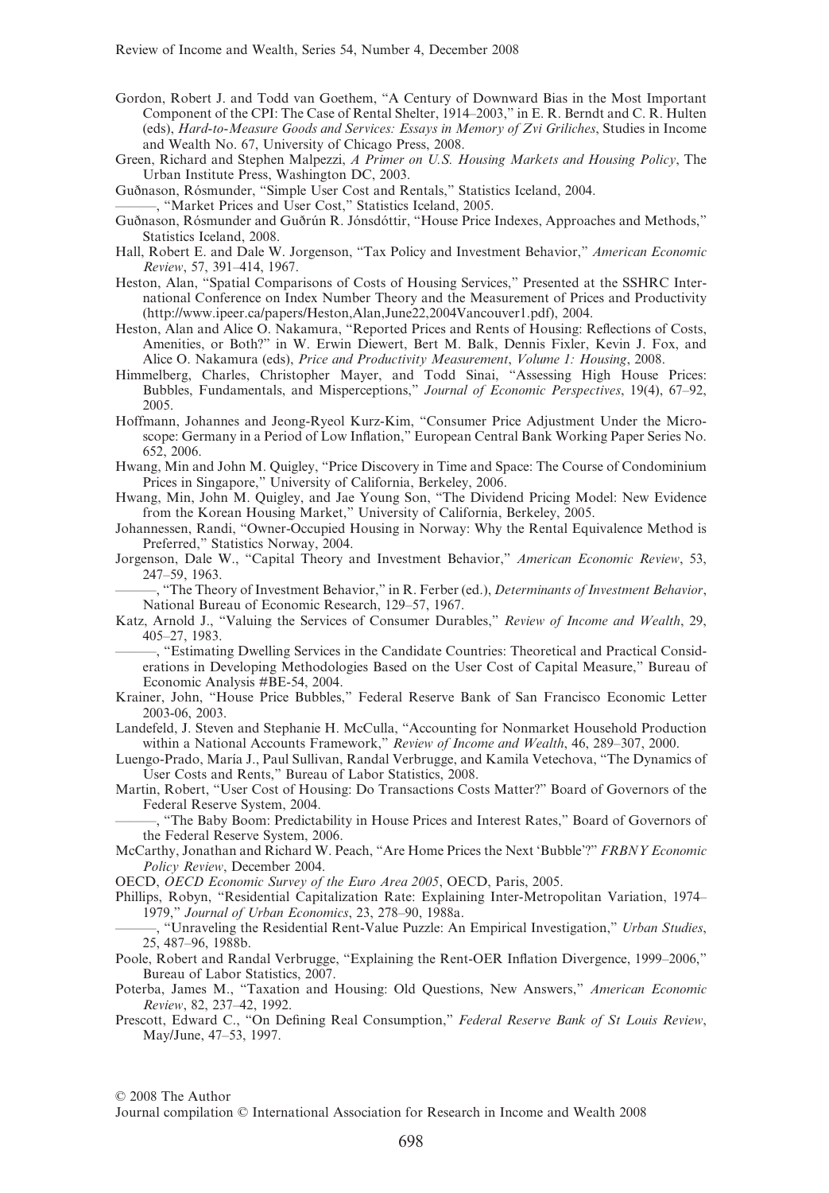Gordon, Robert J. and Todd van Goethem, "A Century of Downward Bias in the Most Important Component of the CPI: The Case of Rental Shelter, 1914–2003," in E. R. Berndt and C. R. Hulten (eds), *Hard-to-Measure Goods and Services: Essays in Memory of Zvi Griliches*, Studies in Income and Wealth No. 67, University of Chicago Press, 2008.

Green, Richard and Stephen Malpezzi, *A Primer on U.S. Housing Markets and Housing Policy*, The Urban Institute Press, Washington DC, 2003.

Guðnason, Rósmunder, "Simple User Cost and Rentals," Statistics Iceland, 2004.

———, "Market Prices and User Cost," Statistics Iceland, 2005.

Guðnason, Rósmunder and Guðrún R. Jónsdóttir, "House Price Indexes, Approaches and Methods," Statistics Iceland, 2008.

Hall, Robert E. and Dale W. Jorgenson, "Tax Policy and Investment Behavior," *American Economic Review*, 57, 391–414, 1967.

Heston, Alan, "Spatial Comparisons of Costs of Housing Services," Presented at the SSHRC International Conference on Index Number Theory and the Measurement of Prices and Productivity (http://www.ipeer.ca/papers/Heston,Alan,June22,2004Vancouver1.pdf), 2004.

Heston, Alan and Alice O. Nakamura, "Reported Prices and Rents of Housing: Reflections of Costs, Amenities, or Both?" in W. Erwin Diewert, Bert M. Balk, Dennis Fixler, Kevin J. Fox, and Alice O. Nakamura (eds), *Price and Productivity Measurement*, *Volume 1: Housing*, 2008.

Himmelberg, Charles, Christopher Mayer, and Todd Sinai, "Assessing High House Prices: Bubbles, Fundamentals, and Misperceptions," *Journal of Economic Perspectives*, 19(4), 67–92, 2005.

Hoffmann, Johannes and Jeong-Ryeol Kurz-Kim, "Consumer Price Adjustment Under the Microscope: Germany in a Period of Low Inflation," European Central Bank Working Paper Series No. 652, 2006.

Hwang, Min and John M. Quigley, "Price Discovery in Time and Space: The Course of Condominium Prices in Singapore," University of California, Berkeley, 2006.

Hwang, Min, John M. Quigley, and Jae Young Son, "The Dividend Pricing Model: New Evidence from the Korean Housing Market," University of California, Berkeley, 2005.

Johannessen, Randi, "Owner-Occupied Housing in Norway: Why the Rental Equivalence Method is Preferred," Statistics Norway, 2004.

Jorgenson, Dale W., "Capital Theory and Investment Behavior," *American Economic Review*, 53, 247–59, 1963.

———, "The Theory of Investment Behavior," in R. Ferber (ed.), *Determinants of Investment Behavior*, National Bureau of Economic Research, 129–57, 1967.

Katz, Arnold J., "Valuing the Services of Consumer Durables," *Review of Income and Wealth*, 29, 405–27, 1983.

———, "Estimating Dwelling Services in the Candidate Countries: Theoretical and Practical Considerations in Developing Methodologies Based on the User Cost of Capital Measure," Bureau of Economic Analysis #BE-54, 2004.

Krainer, John, "House Price Bubbles," Federal Reserve Bank of San Francisco Economic Letter 2003-06, 2003.

Landefeld, J. Steven and Stephanie H. McCulla, "Accounting for Nonmarket Household Production within a National Accounts Framework," *Review of Income and Wealth*, 46, 289–307, 2000.

Luengo-Prado, María J., Paul Sullivan, Randal Verbrugge, and Kamila Vetechova, "The Dynamics of User Costs and Rents," Bureau of Labor Statistics, 2008.

Martin, Robert, "User Cost of Housing: Do Transactions Costs Matter?" Board of Governors of the Federal Reserve System, 2004.

———, "The Baby Boom: Predictability in House Prices and Interest Rates," Board of Governors of the Federal Reserve System, 2006.

McCarthy, Jonathan and Richard W. Peach, "Are Home Prices the Next 'Bubble'?" *FRBNY Economic Policy Review*, December 2004.

OECD, *OECD Economic Survey of the Euro Area 2005*, OECD, Paris, 2005.

Phillips, Robyn, "Residential Capitalization Rate: Explaining Inter-Metropolitan Variation, 1974–1979," *Journal of Urban Economics*, 23, 278–90, 1988a.

———, "Unraveling the Residential Rent-Value Puzzle: An Empirical Investigation," *Urban Studies*, 25, 487–96, 1988b.

Poole, Robert and Randal Verbrugge, "Explaining the Rent-OER Inflation Divergence, 1999–2006," Bureau of Labor Statistics, 2007.

Poterba, James M., "Taxation and Housing: Old Questions, New Answers," *American Economic Review*, 82, 237–42, 1992.

Prescott, Edward C., "On Defining Real Consumption," *Federal Reserve Bank of St Louis Review*, May/June, 47–53, 1997.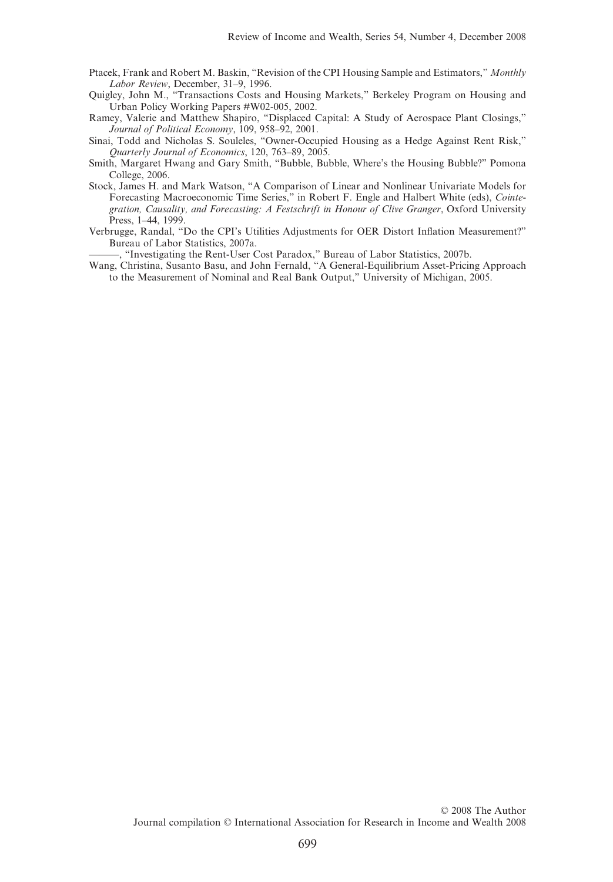Ptacek, Frank and Robert M. Baskin, "Revision of the CPI Housing Sample and Estimators," *Monthly Labor Review*, December, 31–9, 1996.

Quigley, John M., "Transactions Costs and Housing Markets," Berkeley Program on Housing and Urban Policy Working Papers #W02-005, 2002.

Ramey, Valerie and Matthew Shapiro, "Displaced Capital: A Study of Aerospace Plant Closings," *Journal of Political Economy*, 109, 958–92, 2001.

Sinai, Todd and Nicholas S. Souleles, "Owner-Occupied Housing as a Hedge Against Rent Risk," *Quarterly Journal of Economics*, 120, 763–89, 2005.

Smith, Margaret Hwang and Gary Smith, "Bubble, Bubble, Where's the Housing Bubble?" Pomona College, 2006.

Stock, James H. and Mark Watson, "A Comparison of Linear and Nonlinear Univariate Models for Forecasting Macroeconomic Time Series," in Robert F. Engle and Halbert White (eds), *Cointegration, Causality, and Forecasting: A Festschrift in Honour of Clive Granger*, Oxford University Press, 1–44, 1999.

Verbrugge, Randal, "Do the CPI's Utilities Adjustments for OER Distort Inflation Measurement?" Bureau of Labor Statistics, 2007a.

———, "Investigating the Rent-User Cost Paradox," Bureau of Labor Statistics, 2007b.

Wang, Christina, Susanto Basu, and John Fernald, "A General-Equilibrium Asset-Pricing Approach to the Measurement of Nominal and Real Bank Output," University of Michigan, 2005.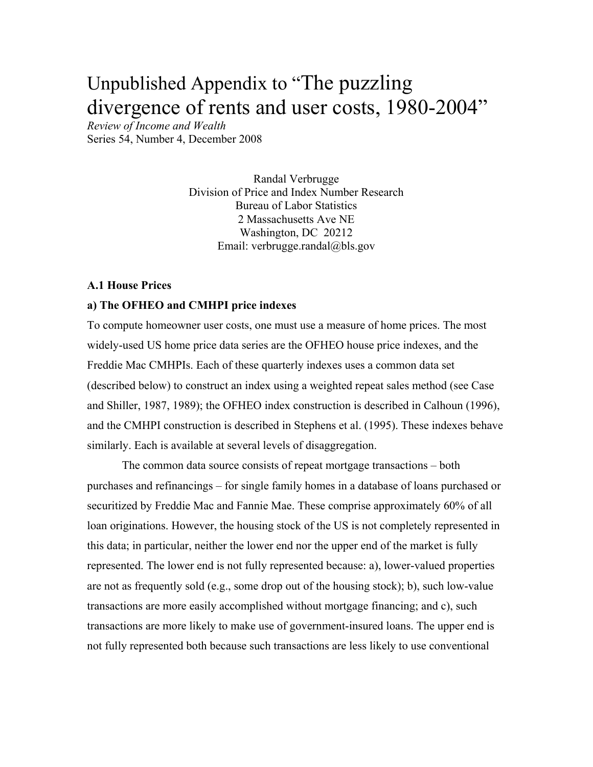# Unpublished Appendix to "The puzzling divergence of rents and user costs, 1980-2004"

*Review of Income and Wealth*
Series 54, Number 4, December 2008

Randal Verbrugge
Division of Price and Index Number Research
Bureau of Labor Statistics
2 Massachusetts Ave NE
Washington, DC 20212
Email: verbrugge.randal@bls.gov

### A.1 House Prices

#### a) The OFHEO and CMHPI price indexes

To compute homeowner user costs, one must use a measure of home prices. The most widely-used US home price data series are the OFHEO house price indexes, and the Freddie Mac CMHPIs. Each of these quarterly indexes uses a common data set (described below) to construct an index using a weighted repeat sales method (see Case and Shiller, 1987, 1989); the OFHEO index construction is described in Calhoun (1996), and the CMHPI construction is described in Stephens et al. (1995). These indexes behave similarly. Each is available at several levels of disaggregation.

The common data source consists of repeat mortgage transactions – both purchases and refinancings – for single family homes in a database of loans purchased or securitized by Freddie Mac and Fannie Mae. These comprise approximately 60% of all loan originations. However, the housing stock of the US is not completely represented in this data; in particular, neither the lower end nor the upper end of the market is fully represented. The lower end is not fully represented because: a), lower-valued properties are not as frequently sold (e.g., some drop out of the housing stock); b), such low-value transactions are more easily accomplished without mortgage financing; and c), such transactions are more likely to make use of government-insured loans. The upper end is not fully represented both because such transactions are less likely to use conventional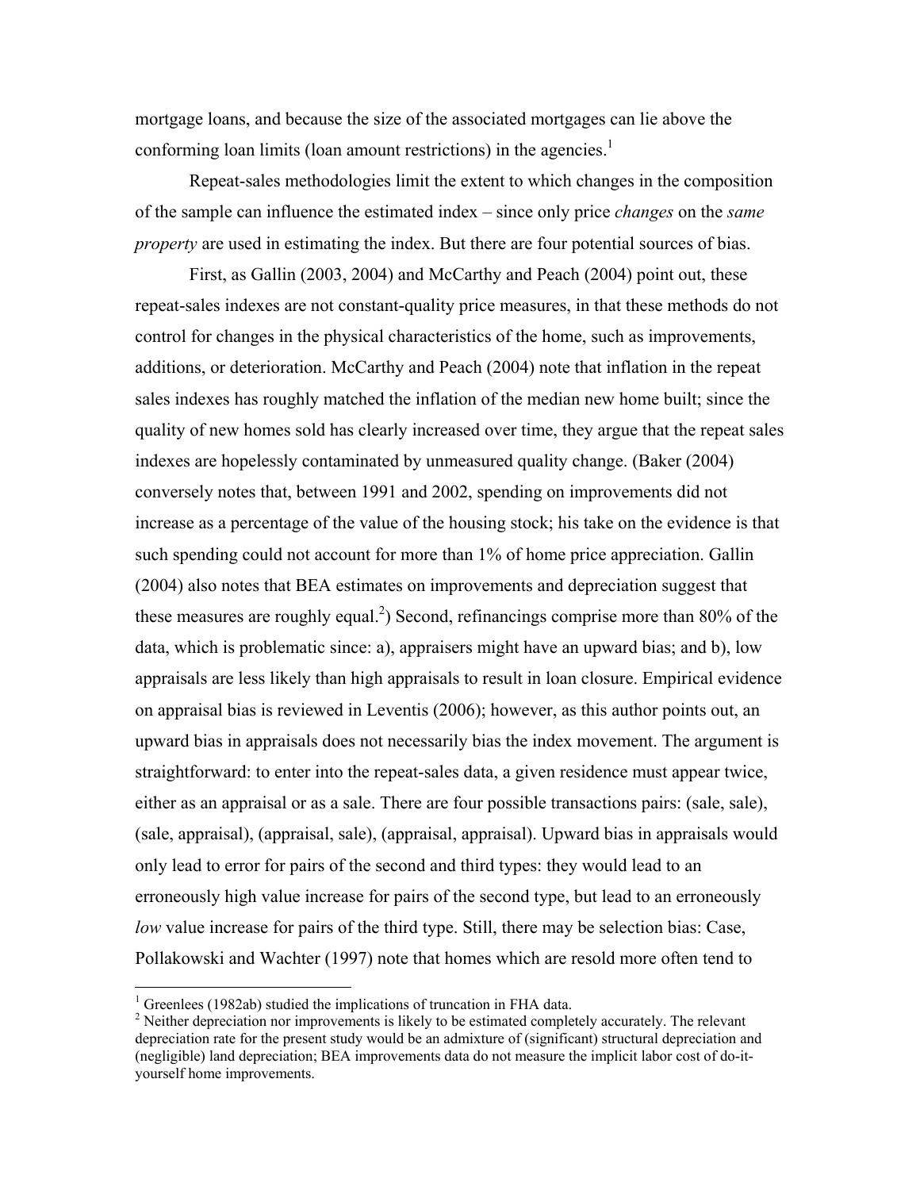mortgage loans, and because the size of the associated mortgages can lie above the conforming loan limits (loan amount restrictions) in the agencies.[1]

Repeat-sales methodologies limit the extent to which changes in the composition of the sample can influence the estimated index – since only price *changes* on the *same property* are used in estimating the index. But there are four potential sources of bias.

First, as Gallin (2003, 2004) and McCarthy and Peach (2004) point out, these repeat-sales indexes are not constant-quality price measures, in that these methods do not control for changes in the physical characteristics of the home, such as improvements, additions, or deterioration. McCarthy and Peach (2004) note that inflation in the repeat sales indexes has roughly matched the inflation of the median new home built; since the quality of new homes sold has clearly increased over time, they argue that the repeat sales indexes are hopelessly contaminated by unmeasured quality change. (Baker (2004) conversely notes that, between 1991 and 2002, spending on improvements did not increase as a percentage of the value of the housing stock; his take on the evidence is that such spending could not account for more than 1% of home price appreciation. Gallin (2004) also notes that BEA estimates on improvements and depreciation suggest that these measures are roughly equal.[2]) Second, refinancings comprise more than 80% of the data, which is problematic since: a), appraisers might have an upward bias; and b), low appraisals are less likely than high appraisals to result in loan closure. Empirical evidence on appraisal bias is reviewed in Leventis (2006); however, as this author points out, an upward bias in appraisals does not necessarily bias the index movement. The argument is straightforward: to enter into the repeat-sales data, a given residence must appear twice, either as an appraisal or as a sale. There are four possible transactions pairs: (sale, sale), (sale, appraisal), (appraisal, sale), (appraisal, appraisal). Upward bias in appraisals would only lead to error for pairs of the second and third types: they would lead to an erroneously high value increase for pairs of the second type, but lead to an erroneously *low* value increase for pairs of the third type. Still, there may be selection bias: Case, Pollakowski and Wachter (1997) note that homes which are resold more often tend to

[1] Greenlees (1982ab) studied the implications of truncation in FHA data.

[2] Neither depreciation nor improvements is likely to be estimated completely accurately. The relevant depreciation rate for the present study would be an admixture of (significant) structural depreciation and (negligible) land depreciation; BEA improvements data do not measure the implicit labor cost of do-it-yourself home improvements.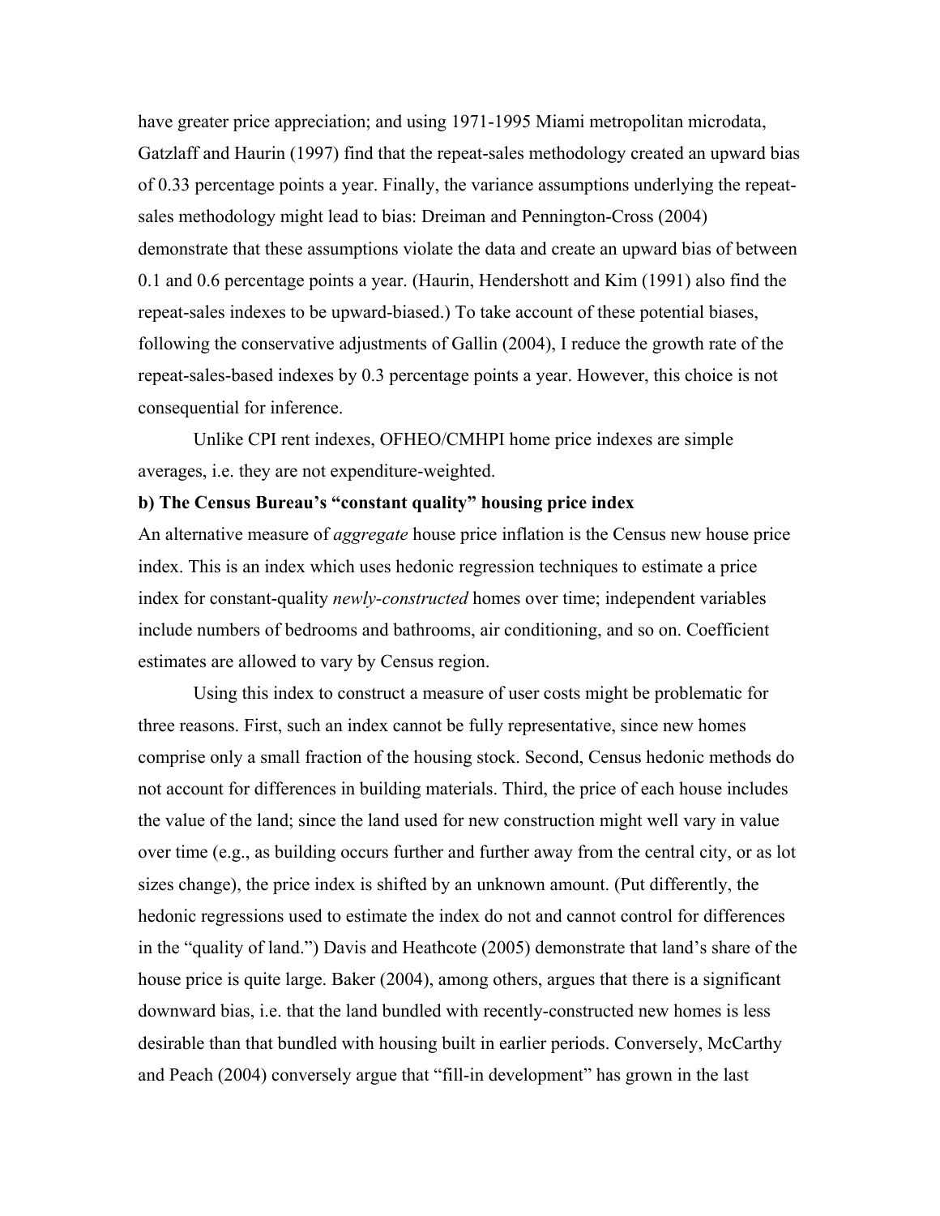have greater price appreciation; and using 1971-1995 Miami metropolitan microdata, Gatzlaff and Haurin (1997) find that the repeat-sales methodology created an upward bias of 0.33 percentage points a year. Finally, the variance assumptions underlying the repeat-sales methodology might lead to bias: Dreiman and Pennington-Cross (2004) demonstrate that these assumptions violate the data and create an upward bias of between 0.1 and 0.6 percentage points a year. (Haurin, Hendershott and Kim (1991) also find the repeat-sales indexes to be upward-biased.) To take account of these potential biases, following the conservative adjustments of Gallin (2004), I reduce the growth rate of the repeat-sales-based indexes by 0.3 percentage points a year. However, this choice is not consequential for inference.

Unlike CPI rent indexes, OFHEO/CMHPI home price indexes are simple averages, i.e. they are not expenditure-weighted.

**b) The Census Bureau's "constant quality" housing price index**

An alternative measure of *aggregate* house price inflation is the Census new house price index. This is an index which uses hedonic regression techniques to estimate a price index for constant-quality *newly-constructed* homes over time; independent variables include numbers of bedrooms and bathrooms, air conditioning, and so on. Coefficient estimates are allowed to vary by Census region.

Using this index to construct a measure of user costs might be problematic for three reasons. First, such an index cannot be fully representative, since new homes comprise only a small fraction of the housing stock. Second, Census hedonic methods do not account for differences in building materials. Third, the price of each house includes the value of the land; since the land used for new construction might well vary in value over time (e.g., as building occurs further and further away from the central city, or as lot sizes change), the price index is shifted by an unknown amount. (Put differently, the hedonic regressions used to estimate the index do not and cannot control for differences in the "quality of land.") Davis and Heathcote (2005) demonstrate that land's share of the house price is quite large. Baker (2004), among others, argues that there is a significant downward bias, i.e. that the land bundled with recently-constructed new homes is less desirable than that bundled with housing built in earlier periods. Conversely, McCarthy and Peach (2004) conversely argue that "fill-in development" has grown in the last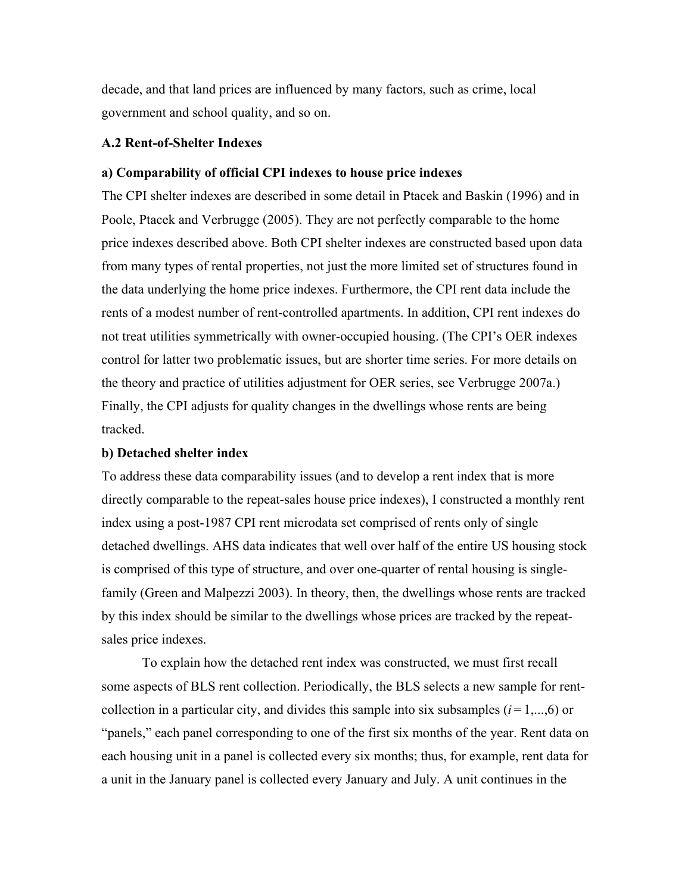decade, and that land prices are influenced by many factors, such as crime, local government and school quality, and so on.

### A.2 Rent-of-Shelter Indexes

**a) Comparability of official CPI indexes to house price indexes**

The CPI shelter indexes are described in some detail in Ptacek and Baskin (1996) and in Poole, Ptacek and Verbrugge (2005). They are not perfectly comparable to the home price indexes described above. Both CPI shelter indexes are constructed based upon data from many types of rental properties, not just the more limited set of structures found in the data underlying the home price indexes. Furthermore, the CPI rent data include the rents of a modest number of rent-controlled apartments. In addition, CPI rent indexes do not treat utilities symmetrically with owner-occupied housing. (The CPI's OER indexes control for latter two problematic issues, but are shorter time series. For more details on the theory and practice of utilities adjustment for OER series, see Verbrugge 2007a.) Finally, the CPI adjusts for quality changes in the dwellings whose rents are being tracked.

**b) Detached shelter index**

To address these data comparability issues (and to develop a rent index that is more directly comparable to the repeat-sales house price indexes), I constructed a monthly rent index using a post-1987 CPI rent microdata set comprised of rents only of single detached dwellings. AHS data indicates that well over half of the entire US housing stock is comprised of this type of structure, and over one-quarter of rental housing is single-family (Green and Malpezzi 2003). In theory, then, the dwellings whose rents are tracked by this index should be similar to the dwellings whose prices are tracked by the repeat-sales price indexes.

To explain how the detached rent index was constructed, we must first recall some aspects of BLS rent collection. Periodically, the BLS selects a new sample for rent-collection in a particular city, and divides this sample into six subsamples ($i = 1,...,6$) or "panels," each panel corresponding to one of the first six months of the year. Rent data on each housing unit in a panel is collected every six months; thus, for example, rent data for a unit in the January panel is collected every January and July. A unit continues in the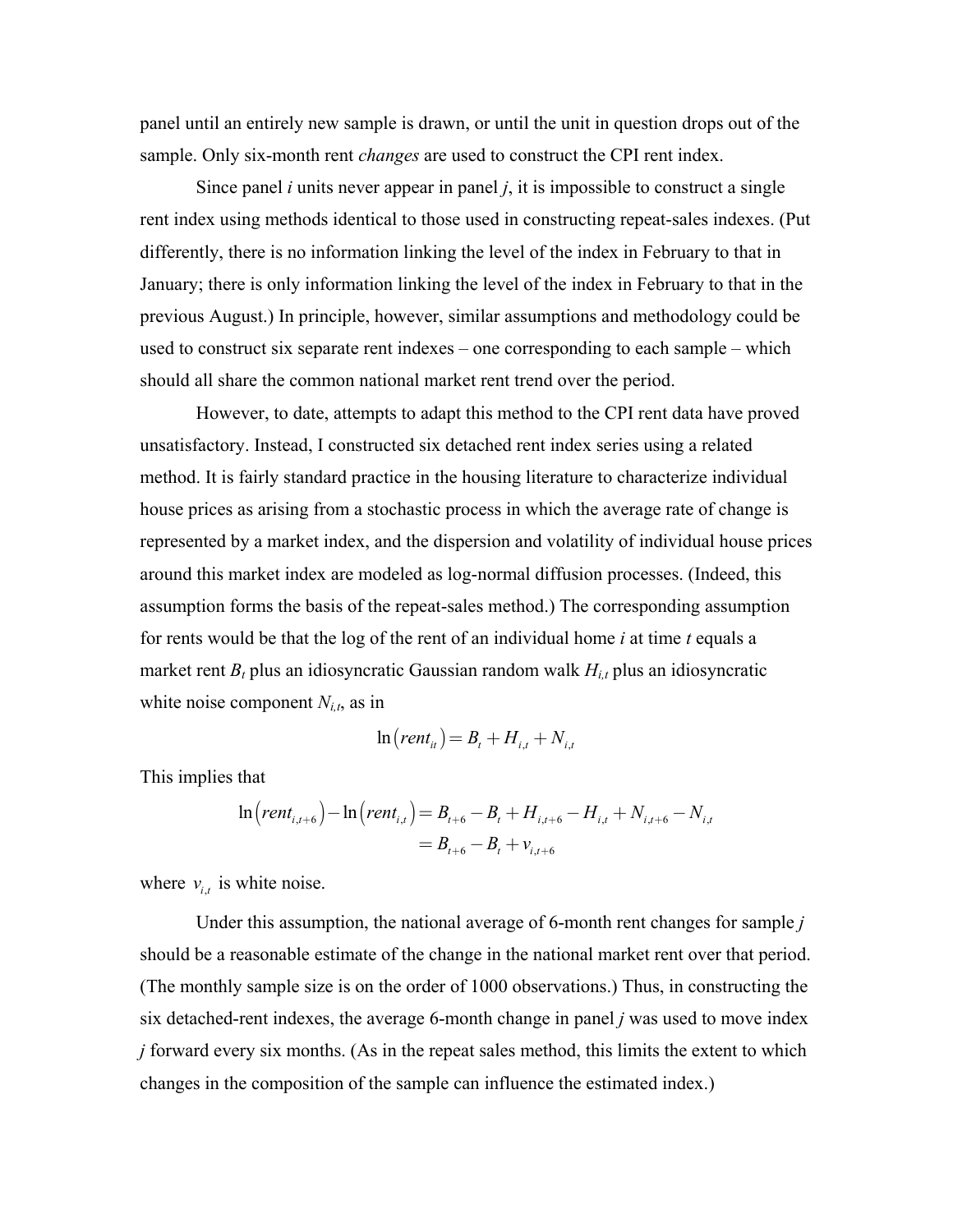panel until an entirely new sample is drawn, or until the unit in question drops out of the sample. Only six-month rent *changes* are used to construct the CPI rent index.

Since panel $i$ units never appear in panel $j$, it is impossible to construct a single rent index using methods identical to those used in constructing repeat-sales indexes. (Put differently, there is no information linking the level of the index in February to that in January; there is only information linking the level of the index in February to that in the previous August.) In principle, however, similar assumptions and methodology could be used to construct six separate rent indexes – one corresponding to each sample – which should all share the common national market rent trend over the period.

However, to date, attempts to adapt this method to the CPI rent data have proved unsatisfactory. Instead, I constructed six detached rent index series using a related method. It is fairly standard practice in the housing literature to characterize individual house prices as arising from a stochastic process in which the average rate of change is represented by a market index, and the dispersion and volatility of individual house prices around this market index are modeled as log-normal diffusion processes. (Indeed, this assumption forms the basis of the repeat-sales method.) The corresponding assumption for rents would be that the log of the rent of an individual home $i$ at time $t$ equals a market rent $B_t$ plus an idiosyncratic Gaussian random walk $H_{i,t}$ plus an idiosyncratic white noise component $N_{i,t}$, as in

$$\ln\left(rent_{it}\right) = B_t + H_{i,t} + N_{i,t}$$

This implies that

$$\begin{aligned}\ln\left(rent_{i,t+6}\right) - \ln\left(rent_{i,t}\right) &= B_{t+6} - B_t + H_{i,t+6} - H_{i,t} + N_{i,t+6} - N_{i,t} \\ &= B_{t+6} - B_t + v_{i,t+6}\end{aligned}$$

where $v_{i,t}$ is white noise.

Under this assumption, the national average of 6-month rent changes for sample $j$ should be a reasonable estimate of the change in the national market rent over that period. (The monthly sample size is on the order of 1000 observations.) Thus, in constructing the six detached-rent indexes, the average 6-month change in panel $j$ was used to move index $j$ forward every six months. (As in the repeat sales method, this limits the extent to which changes in the composition of the sample can influence the estimated index.)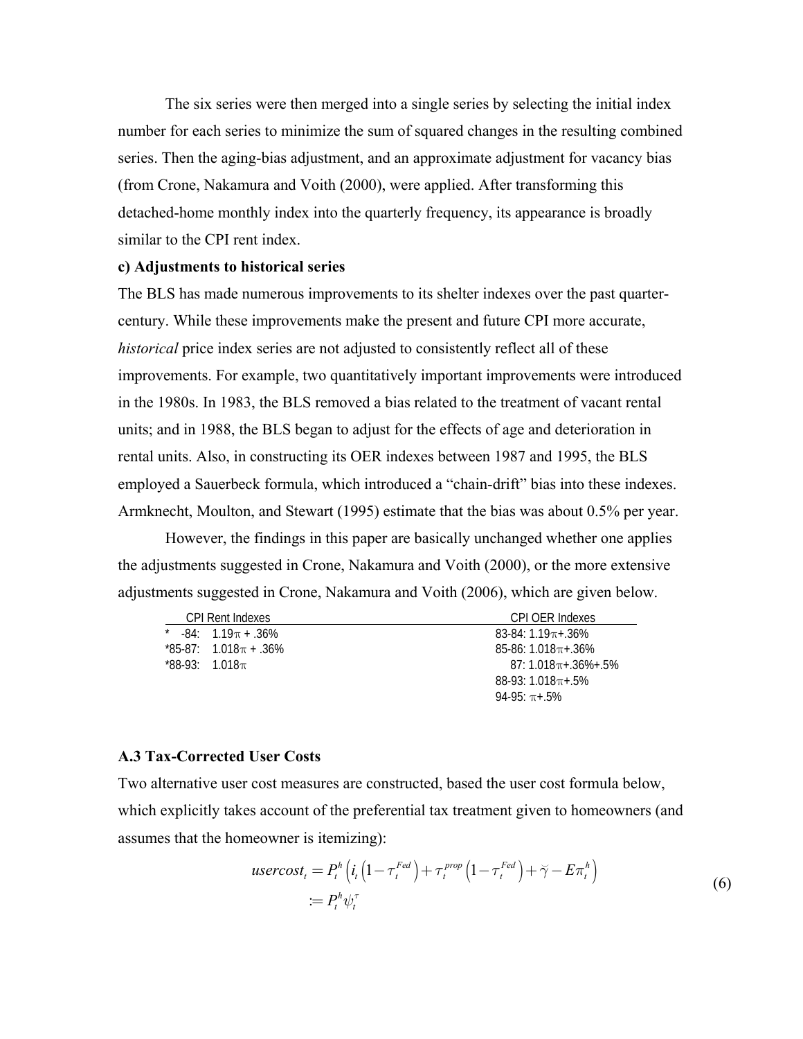The six series were then merged into a single series by selecting the initial index number for each series to minimize the sum of squared changes in the resulting combined series. Then the aging-bias adjustment, and an approximate adjustment for vacancy bias (from Crone, Nakamura and Voith (2000), were applied. After transforming this detached-home monthly index into the quarterly frequency, its appearance is broadly similar to the CPI rent index.

**c) Adjustments to historical series**

The BLS has made numerous improvements to its shelter indexes over the past quarter-century. While these improvements make the present and future CPI more accurate, *historical* price index series are not adjusted to consistently reflect all of these improvements. For example, two quantitatively important improvements were introduced in the 1980s. In 1983, the BLS removed a bias related to the treatment of vacant rental units; and in 1988, the BLS began to adjust for the effects of age and deterioration in rental units. Also, in constructing its OER indexes between 1987 and 1995, the BLS employed a Sauerbeck formula, which introduced a "chain-drift" bias into these indexes. Armknecht, Moulton, and Stewart (1995) estimate that the bias was about 0.5% per year.

However, the findings in this paper are basically unchanged whether one applies the adjustments suggested in Crone, Nakamura and Voith (2000), or the more extensive adjustments suggested in Crone, Nakamura and Voith (2006), which are given below.

| CPI Rent Indexes | CPI OER Indexes |
|---|---|
| * -84: $1.19\pi$ + .36% | 83-84: $1.19\pi$+.36% |
| *85-87: $1.018\pi$ + .36% | 85-86: $1.018\pi$+.36% |
| *88-93: $1.018\pi$ | 87: $1.018\pi$+.36%+.5% |
| | 88-93: $1.018\pi$+.5% |
| | 94-95: $\pi$+.5% |

### A.3 Tax-Corrected User Costs

Two alternative user cost measures are constructed, based the user cost formula below, which explicitly takes account of the preferential tax treatment given to homeowners (and assumes that the homeowner is itemizing):

$$
\begin{aligned}
usercost_t &= P_t^h \left( i_t \left( 1 - \tau_t^{Fed} \right) + \tau_t^{prop} \left( 1 - \tau_t^{Fed} \right) + \breve{\gamma} - E\pi_t^h \right) \\
&:= P_t^h \psi_t^{\tau}
\end{aligned}
\tag{6}
$$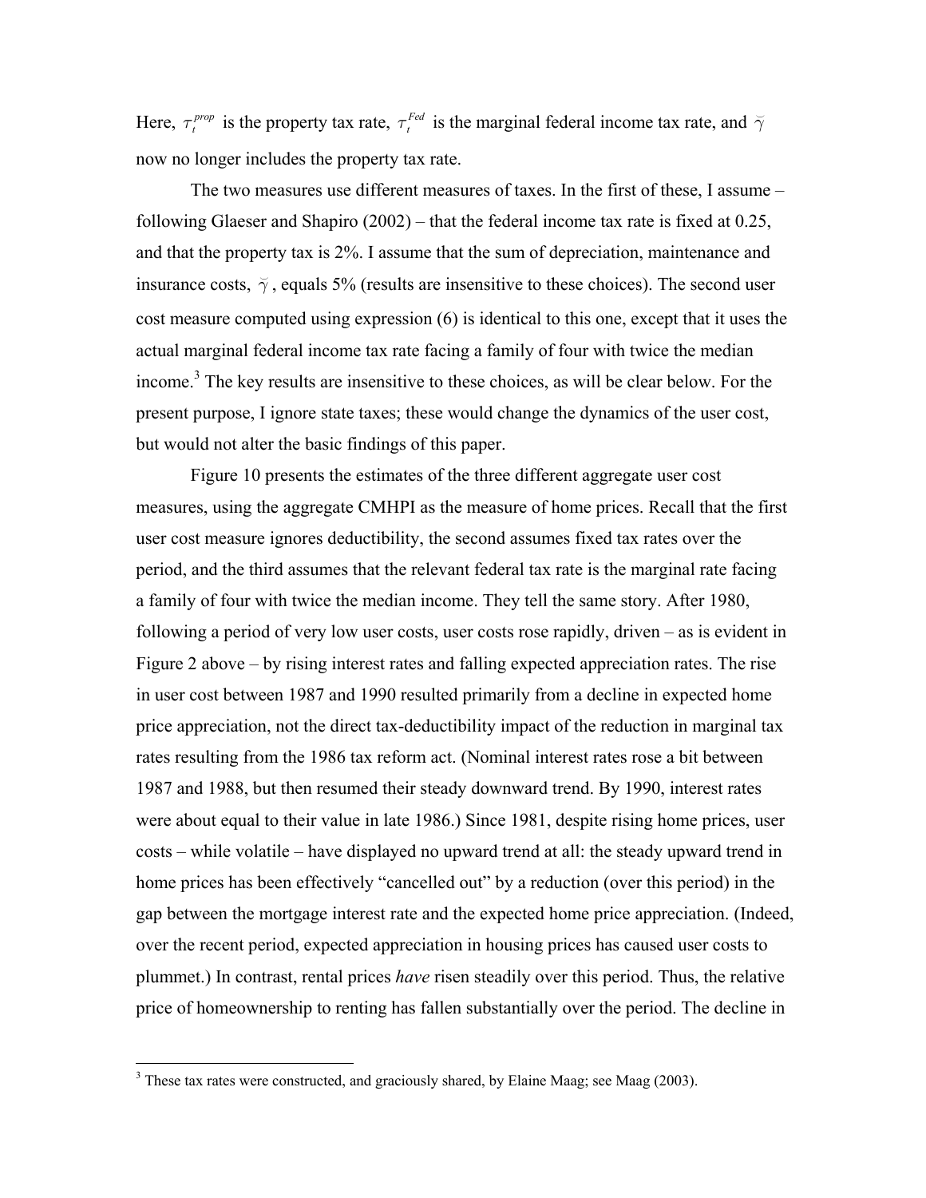Here, $\tau_t^{prop}$ is the property tax rate, $\tau_t^{Fed}$ is the marginal federal income tax rate, and $\breve{\gamma}$ now no longer includes the property tax rate.

The two measures use different measures of taxes. In the first of these, I assume – following Glaeser and Shapiro (2002) – that the federal income tax rate is fixed at 0.25, and that the property tax is 2%. I assume that the sum of depreciation, maintenance and insurance costs, $\breve{\gamma}$, equals 5% (results are insensitive to these choices). The second user cost measure computed using expression (6) is identical to this one, except that it uses the actual marginal federal income tax rate facing a family of four with twice the median income.[3] The key results are insensitive to these choices, as will be clear below. For the present purpose, I ignore state taxes; these would change the dynamics of the user cost, but would not alter the basic findings of this paper.

Figure 10 presents the estimates of the three different aggregate user cost measures, using the aggregate CMHPI as the measure of home prices. Recall that the first user cost measure ignores deductibility, the second assumes fixed tax rates over the period, and the third assumes that the relevant federal tax rate is the marginal rate facing a family of four with twice the median income. They tell the same story. After 1980, following a period of very low user costs, user costs rose rapidly, driven – as is evident in Figure 2 above – by rising interest rates and falling expected appreciation rates. The rise in user cost between 1987 and 1990 resulted primarily from a decline in expected home price appreciation, not the direct tax-deductibility impact of the reduction in marginal tax rates resulting from the 1986 tax reform act. (Nominal interest rates rose a bit between 1987 and 1988, but then resumed their steady downward trend. By 1990, interest rates were about equal to their value in late 1986.) Since 1981, despite rising home prices, user costs – while volatile – have displayed no upward trend at all: the steady upward trend in home prices has been effectively "cancelled out" by a reduction (over this period) in the gap between the mortgage interest rate and the expected home price appreciation. (Indeed, over the recent period, expected appreciation in housing prices has caused user costs to plummet.) In contrast, rental prices *have* risen steadily over this period. Thus, the relative price of homeownership to renting has fallen substantially over the period. The decline in

[3] These tax rates were constructed, and graciously shared, by Elaine Maag; see Maag (2003).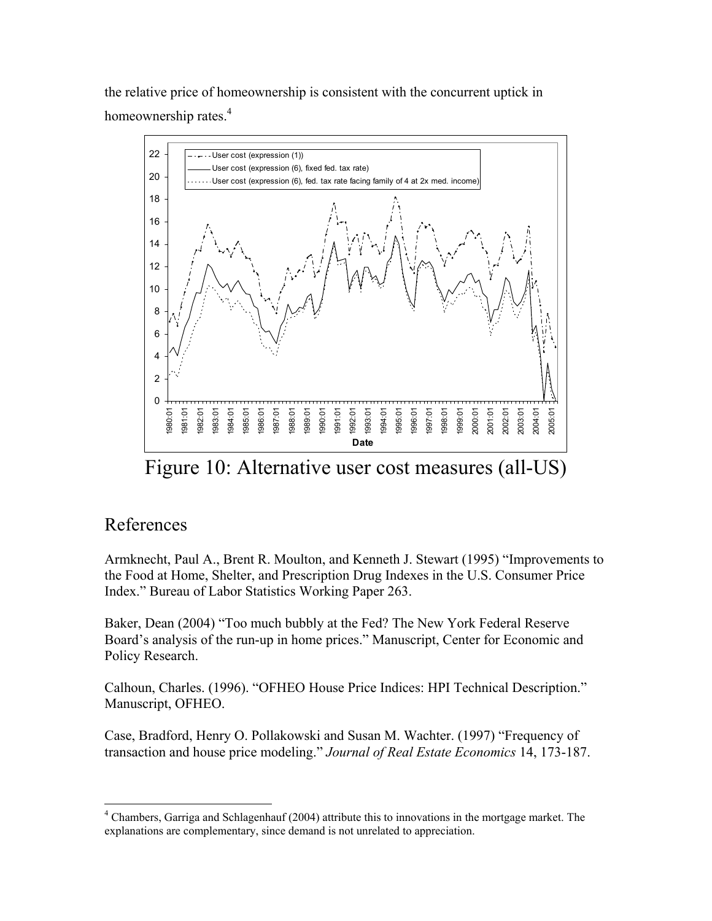the relative price of homeownership is consistent with the concurrent uptick in homeownership rates.[4]

Figure 10: Alternative user cost measures (all-US)

## References

Armknecht, Paul A., Brent R. Moulton, and Kenneth J. Stewart (1995) "Improvements to the Food at Home, Shelter, and Prescription Drug Indexes in the U.S. Consumer Price Index." Bureau of Labor Statistics Working Paper 263.

Baker, Dean (2004) "Too much bubbly at the Fed? The New York Federal Reserve Board's analysis of the run-up in home prices." Manuscript, Center for Economic and Policy Research.

Calhoun, Charles. (1996). "OFHEO House Price Indices: HPI Technical Description." Manuscript, OFHEO.

Case, Bradford, Henry O. Pollakowski and Susan M. Wachter. (1997) "Frequency of transaction and house price modeling." *Journal of Real Estate Economics* 14, 173-187.

[4] Chambers, Garriga and Schlagenhauf (2004) attribute this to innovations in the mortgage market. The explanations are complementary, since demand is not unrelated to appreciation.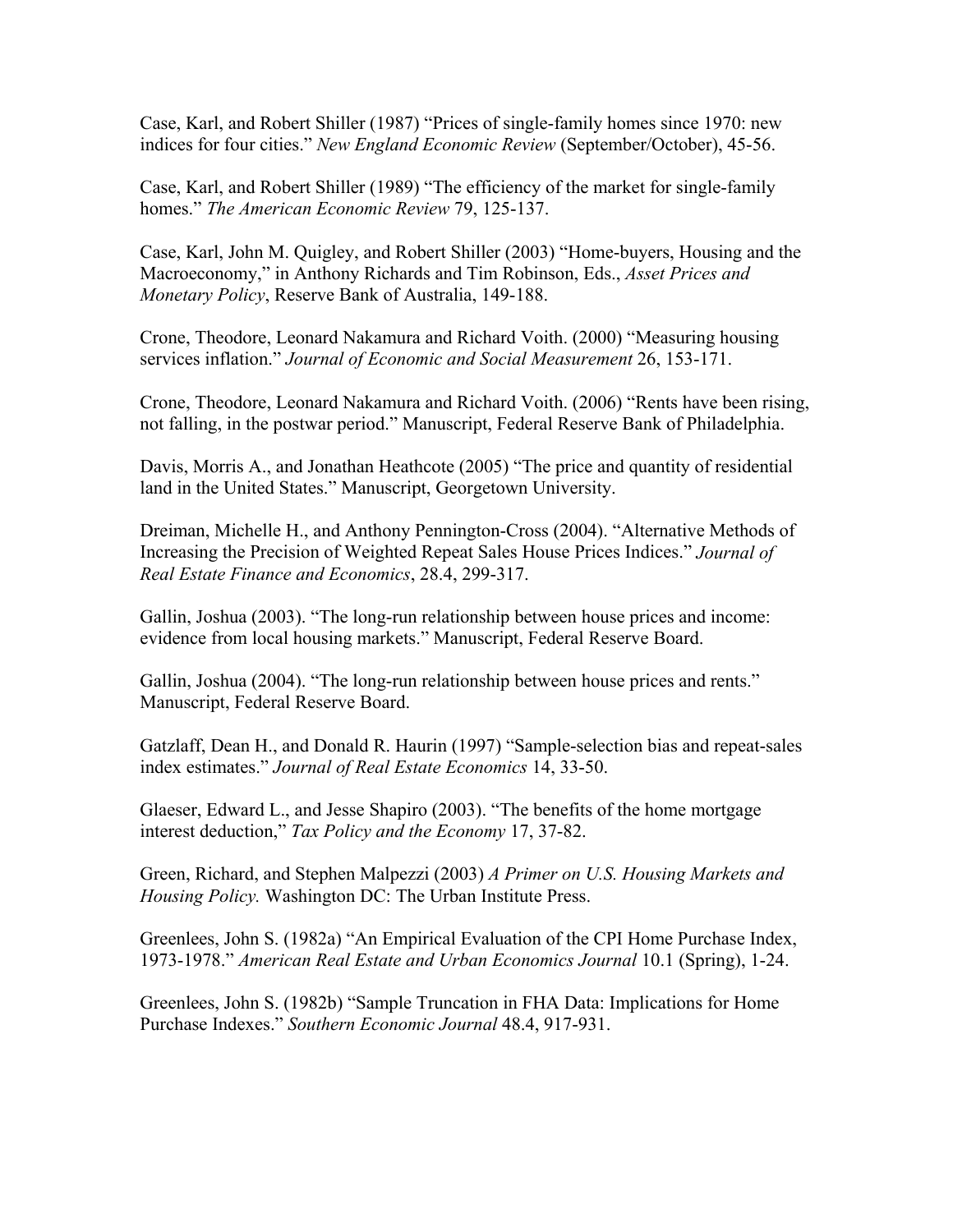Case, Karl, and Robert Shiller (1987) "Prices of single-family homes since 1970: new indices for four cities." *New England Economic Review* (September/October), 45-56.

Case, Karl, and Robert Shiller (1989) "The efficiency of the market for single-family homes." *The American Economic Review* 79, 125-137.

Case, Karl, John M. Quigley, and Robert Shiller (2003) "Home-buyers, Housing and the Macroeconomy," in Anthony Richards and Tim Robinson, Eds., *Asset Prices and Monetary Policy*, Reserve Bank of Australia, 149-188.

Crone, Theodore, Leonard Nakamura and Richard Voith. (2000) "Measuring housing services inflation." *Journal of Economic and Social Measurement* 26, 153-171.

Crone, Theodore, Leonard Nakamura and Richard Voith. (2006) "Rents have been rising, not falling, in the postwar period." Manuscript, Federal Reserve Bank of Philadelphia.

Davis, Morris A., and Jonathan Heathcote (2005) "The price and quantity of residential land in the United States." Manuscript, Georgetown University.

Dreiman, Michelle H., and Anthony Pennington-Cross (2004). "Alternative Methods of Increasing the Precision of Weighted Repeat Sales House Prices Indices." *Journal of Real Estate Finance and Economics*, 28.4, 299-317.

Gallin, Joshua (2003). "The long-run relationship between house prices and income: evidence from local housing markets." Manuscript, Federal Reserve Board.

Gallin, Joshua (2004). "The long-run relationship between house prices and rents." Manuscript, Federal Reserve Board.

Gatzlaff, Dean H., and Donald R. Haurin (1997) "Sample-selection bias and repeat-sales index estimates." *Journal of Real Estate Economics* 14, 33-50.

Glaeser, Edward L., and Jesse Shapiro (2003). "The benefits of the home mortgage interest deduction," *Tax Policy and the Economy* 17, 37-82.

Green, Richard, and Stephen Malpezzi (2003) *A Primer on U.S. Housing Markets and Housing Policy.* Washington DC: The Urban Institute Press.

Greenlees, John S. (1982a) "An Empirical Evaluation of the CPI Home Purchase Index, 1973-1978." *American Real Estate and Urban Economics Journal* 10.1 (Spring), 1-24.

Greenlees, John S. (1982b) "Sample Truncation in FHA Data: Implications for Home Purchase Indexes." *Southern Economic Journal* 48.4, 917-931.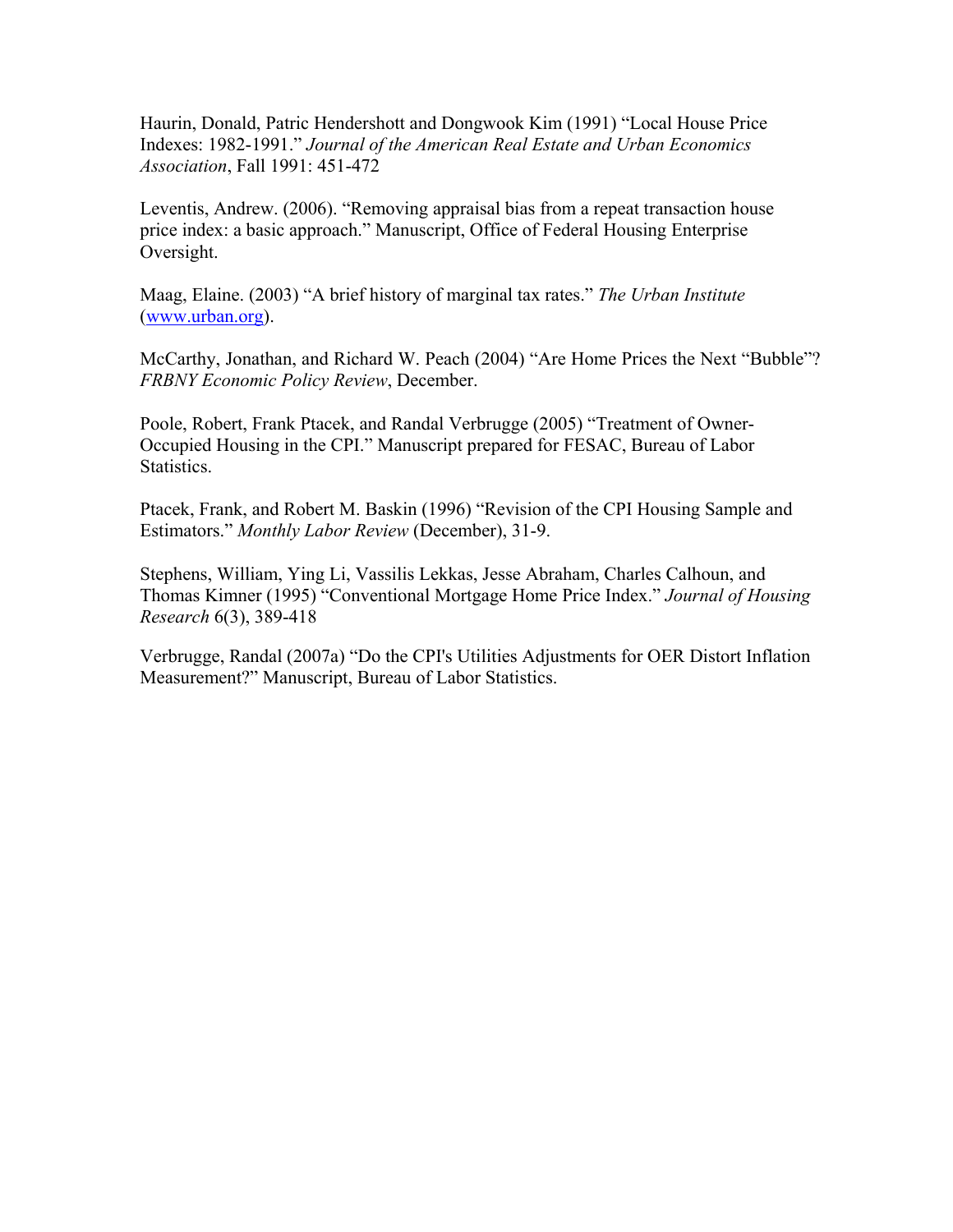Haurin, Donald, Patric Hendershott and Dongwook Kim (1991) “Local House Price Indexes: 1982-1991.” *Journal of the American Real Estate and Urban Economics Association*, Fall 1991: 451-472

Leventis, Andrew. (2006). “Removing appraisal bias from a repeat transaction house price index: a basic approach.” Manuscript, Office of Federal Housing Enterprise Oversight.

Maag, Elaine. (2003) “A brief history of marginal tax rates.” *The Urban Institute* (www.urban.org).

McCarthy, Jonathan, and Richard W. Peach (2004) “Are Home Prices the Next “Bubble”? *FRBNY Economic Policy Review*, December.

Poole, Robert, Frank Ptacek, and Randal Verbrugge (2005) “Treatment of Owner-Occupied Housing in the CPI.” Manuscript prepared for FESAC, Bureau of Labor Statistics.

Ptacek, Frank, and Robert M. Baskin (1996) “Revision of the CPI Housing Sample and Estimators.” *Monthly Labor Review* (December), 31-9.

Stephens, William, Ying Li, Vassilis Lekkas, Jesse Abraham, Charles Calhoun, and Thomas Kimner (1995) “Conventional Mortgage Home Price Index.” *Journal of Housing Research* 6(3), 389-418

Verbrugge, Randal (2007a) “Do the CPI's Utilities Adjustments for OER Distort Inflation Measurement?” Manuscript, Bureau of Labor Statistics.